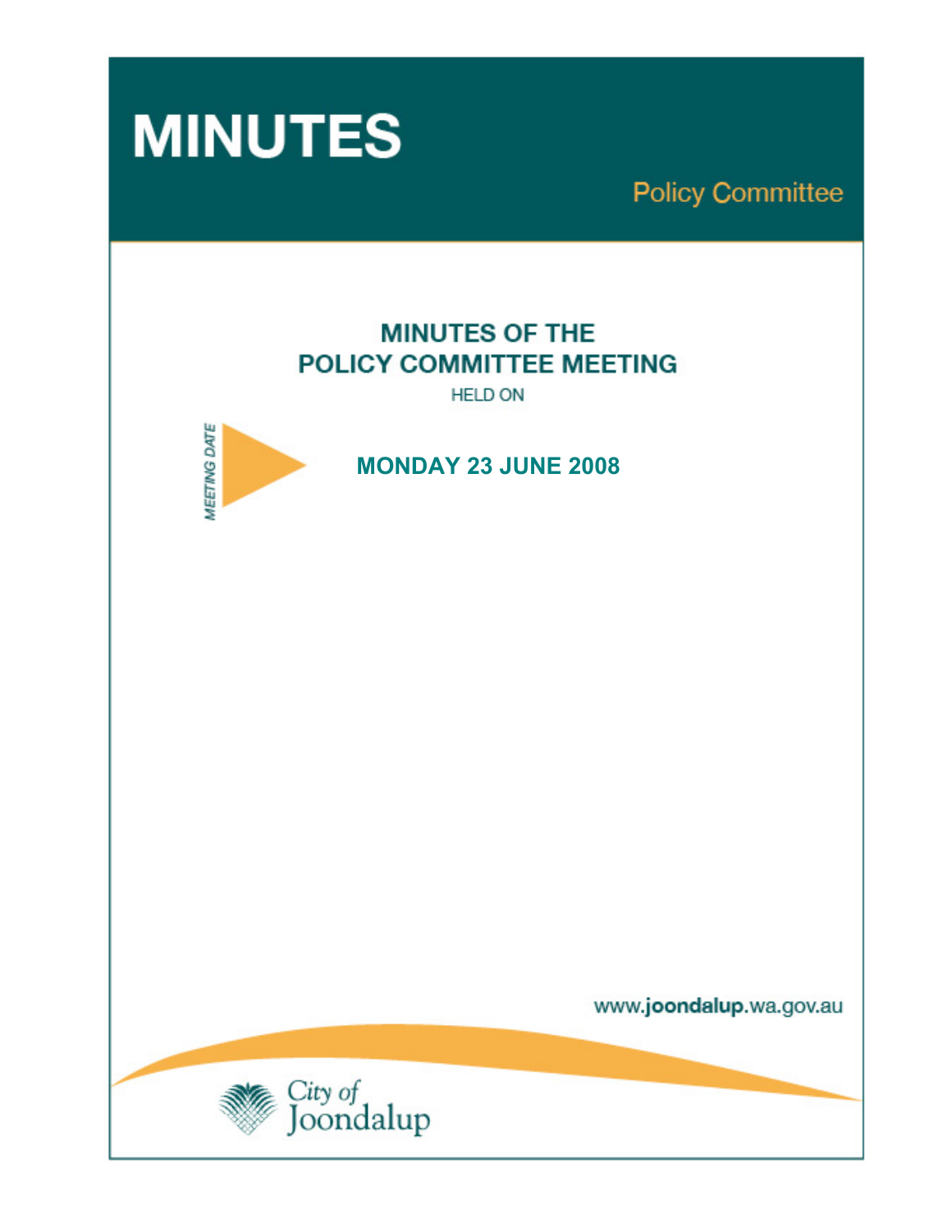# MINUTES

## Policy Committee

## MINUTES OF THE POLICY COMMITTEE MEETING

HELD ON

*MEETING DATE*

**MONDAY 23 JUNE 2008**

www.joondalup.wa.gov.au

City of Joondalup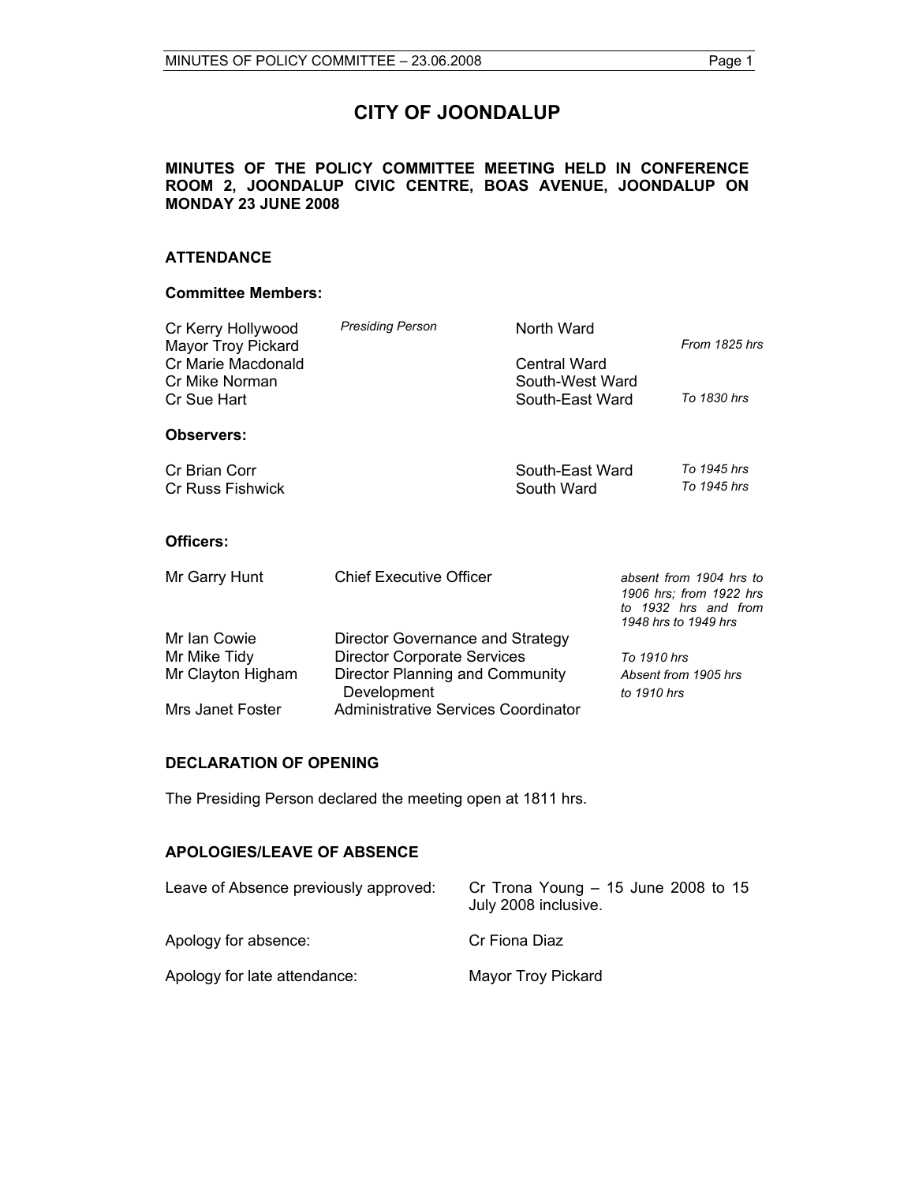# CITY OF JOONDALUP

**MINUTES OF THE POLICY COMMITTEE MEETING HELD IN CONFERENCE ROOM 2, JOONDALUP CIVIC CENTRE, BOAS AVENUE, JOONDALUP ON MONDAY 23 JUNE 2008**

## ATTENDANCE

### Committee Members:

| | | | |
|---|---|---|---|
| Cr Kerry Hollywood | *Presiding Person* | North Ward | |
| Mayor Troy Pickard | | | *From 1825 hrs* |
| Cr Marie Macdonald | | Central Ward | |
| Cr Mike Norman | | South-West Ward | |
| Cr Sue Hart | | South-East Ward | *To 1830 hrs* |

### Observers:

| | | |
|---|---|---|
| Cr Brian Corr | South-East Ward | *To 1945 hrs* |
| Cr Russ Fishwick | South Ward | *To 1945 hrs* |

### Officers:

| | | |
|---|---|---|
| Mr Garry Hunt | Chief Executive Officer | *absent from 1904 hrs to 1906 hrs; from 1922 hrs to 1932 hrs and from 1948 hrs to 1949 hrs* |
| Mr Ian Cowie | Director Governance and Strategy | |
| Mr Mike Tidy | Director Corporate Services | *To 1910 hrs* |
| Mr Clayton Higham | Director Planning and Community Development | *Absent from 1905 hrs to 1910 hrs* |
| Mrs Janet Foster | Administrative Services Coordinator | |

## DECLARATION OF OPENING

The Presiding Person declared the meeting open at 1811 hrs.

## APOLOGIES/LEAVE OF ABSENCE

| | |
|---|---|
| Leave of Absence previously approved: | Cr Trona Young – 15 June 2008 to 15 July 2008 inclusive. |
| Apology for absence: | Cr Fiona Diaz |
| Apology for late attendance: | Mayor Troy Pickard |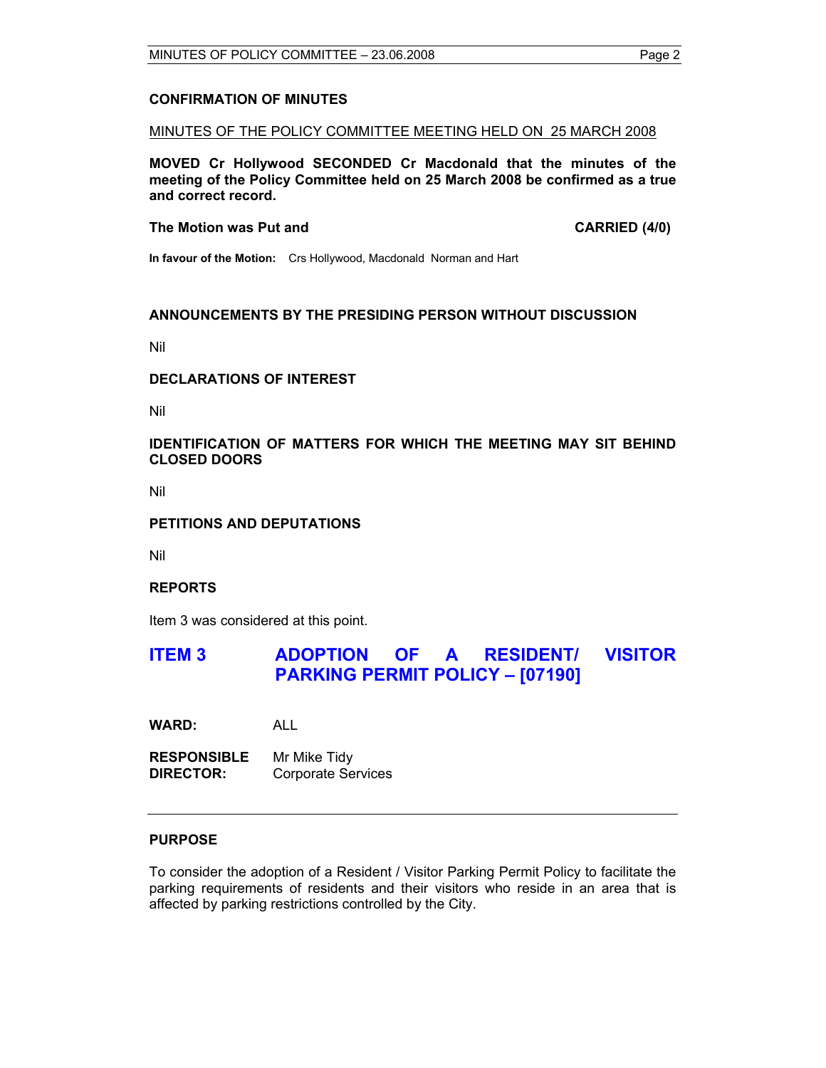## CONFIRMATION OF MINUTES

<u>MINUTES OF THE POLICY COMMITTEE MEETING HELD ON 25 MARCH 2008</u>

**MOVED Cr Hollywood SECONDED Cr Macdonald that the minutes of the meeting of the Policy Committee held on 25 March 2008 be confirmed as a true and correct record.**

**The Motion was Put and CARRIED (4/0)**

**In favour of the Motion:** Crs Hollywood, Macdonald Norman and Hart

## ANNOUNCEMENTS BY THE PRESIDING PERSON WITHOUT DISCUSSION

Nil

## DECLARATIONS OF INTEREST

Nil

## IDENTIFICATION OF MATTERS FOR WHICH THE MEETING MAY SIT BEHIND CLOSED DOORS

Nil

## PETITIONS AND DEPUTATIONS

Nil

## REPORTS

Item 3 was considered at this point.

# ITEM 3 ADOPTION OF A RESIDENT/ VISITOR PARKING PERMIT POLICY – [07190]

**WARD:** ALL

**RESPONSIBLE DIRECTOR:** Mr Mike Tidy
Corporate Services

---

## PURPOSE

To consider the adoption of a Resident / Visitor Parking Permit Policy to facilitate the parking requirements of residents and their visitors who reside in an area that is affected by parking restrictions controlled by the City.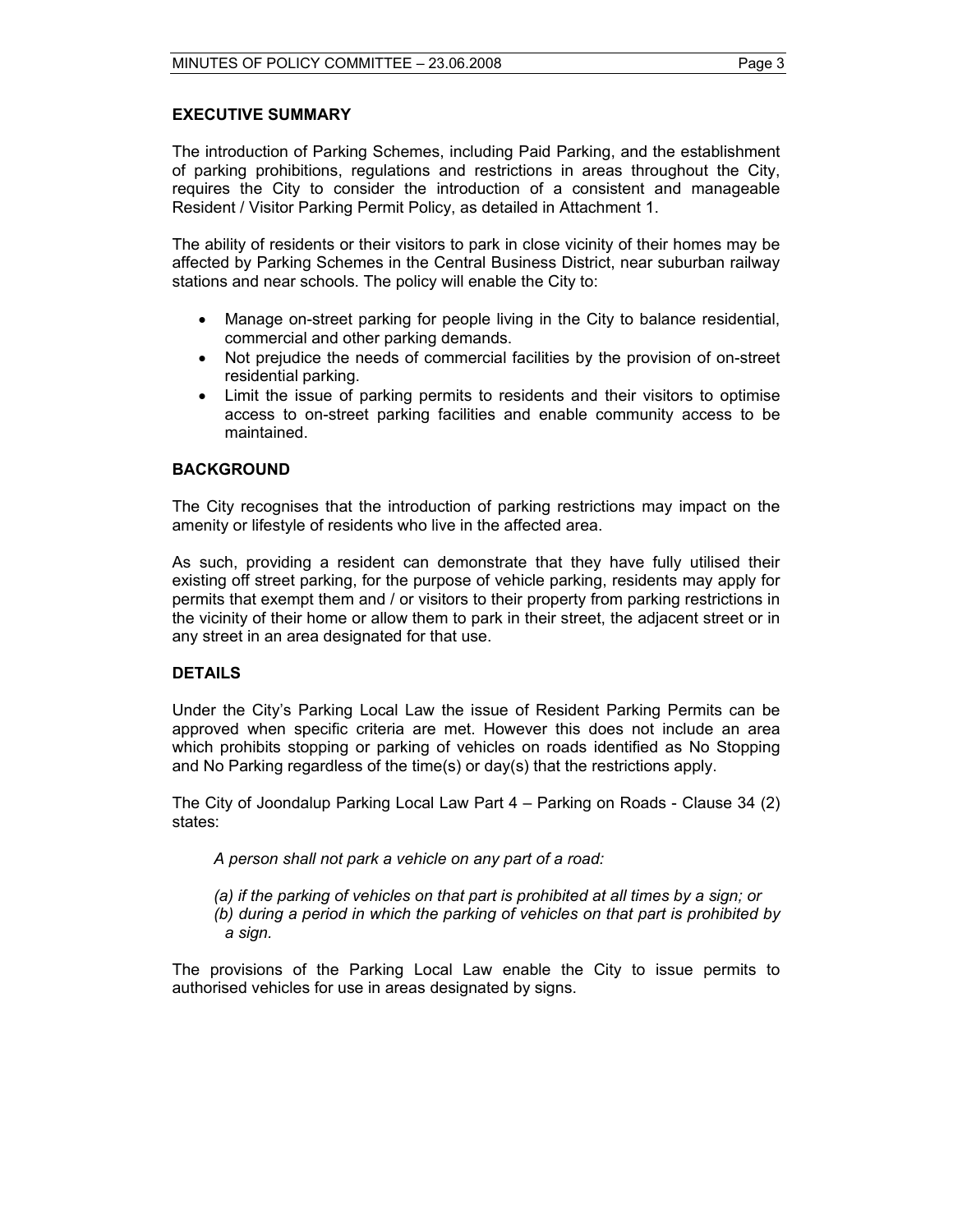## EXECUTIVE SUMMARY

The introduction of Parking Schemes, including Paid Parking, and the establishment of parking prohibitions, regulations and restrictions in areas throughout the City, requires the City to consider the introduction of a consistent and manageable Resident / Visitor Parking Permit Policy, as detailed in Attachment 1.

The ability of residents or their visitors to park in close vicinity of their homes may be affected by Parking Schemes in the Central Business District, near suburban railway stations and near schools. The policy will enable the City to:

- Manage on-street parking for people living in the City to balance residential, commercial and other parking demands.
- Not prejudice the needs of commercial facilities by the provision of on-street residential parking.
- Limit the issue of parking permits to residents and their visitors to optimise access to on-street parking facilities and enable community access to be maintained.

## BACKGROUND

The City recognises that the introduction of parking restrictions may impact on the amenity or lifestyle of residents who live in the affected area.

As such, providing a resident can demonstrate that they have fully utilised their existing off street parking, for the purpose of vehicle parking, residents may apply for permits that exempt them and / or visitors to their property from parking restrictions in the vicinity of their home or allow them to park in their street, the adjacent street or in any street in an area designated for that use.

## DETAILS

Under the City's Parking Local Law the issue of Resident Parking Permits can be approved when specific criteria are met. However this does not include an area which prohibits stopping or parking of vehicles on roads identified as No Stopping and No Parking regardless of the time(s) or day(s) that the restrictions apply.

The City of Joondalup Parking Local Law Part 4 – Parking on Roads - Clause 34 (2) states:

*A person shall not park a vehicle on any part of a road:*

*(a) if the parking of vehicles on that part is prohibited at all times by a sign; or*
*(b) during a period in which the parking of vehicles on that part is prohibited by a sign.*

The provisions of the Parking Local Law enable the City to issue permits to authorised vehicles for use in areas designated by signs.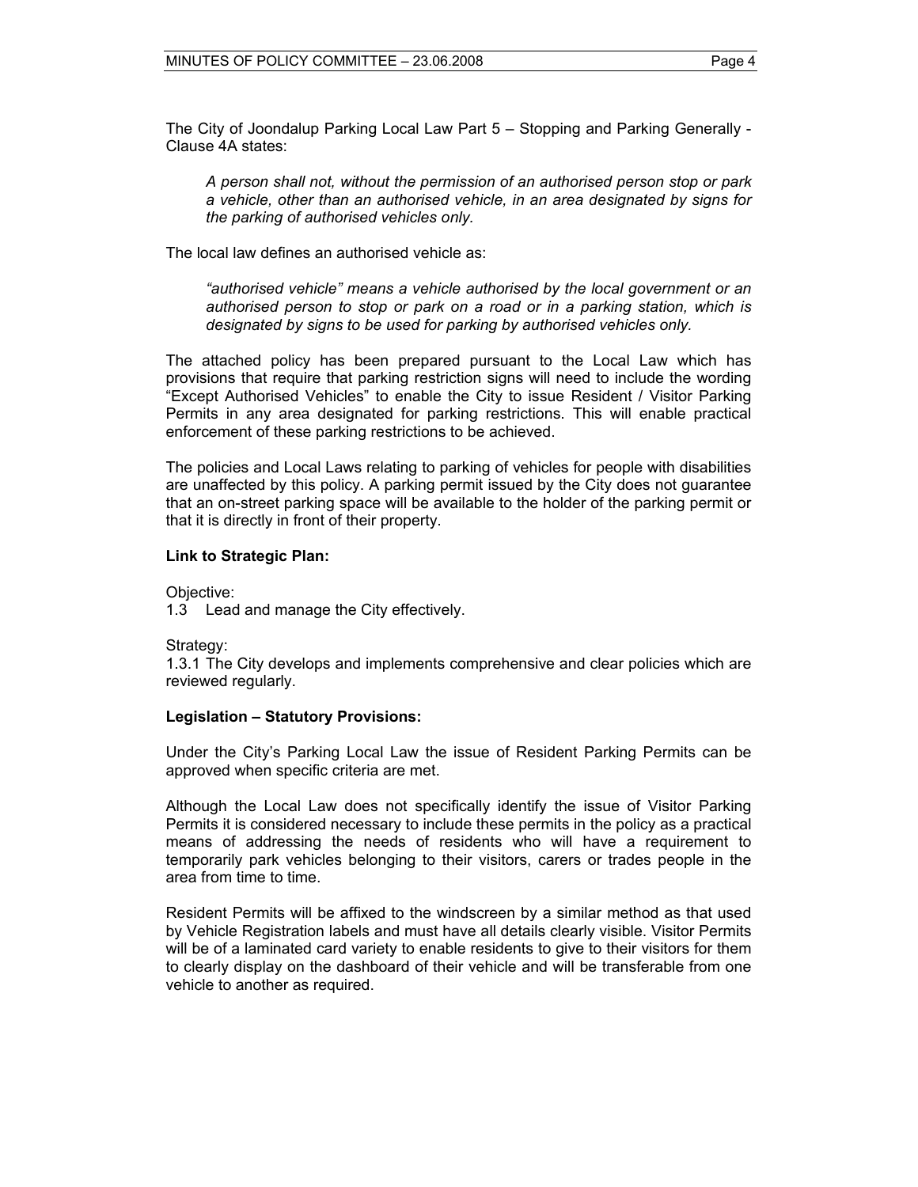The City of Joondalup Parking Local Law Part 5 – Stopping and Parking Generally - Clause 4A states:

> *A person shall not, without the permission of an authorised person stop or park a vehicle, other than an authorised vehicle, in an area designated by signs for the parking of authorised vehicles only.*

The local law defines an authorised vehicle as:

> *"authorised vehicle" means a vehicle authorised by the local government or an authorised person to stop or park on a road or in a parking station, which is designated by signs to be used for parking by authorised vehicles only.*

The attached policy has been prepared pursuant to the Local Law which has provisions that require that parking restriction signs will need to include the wording "Except Authorised Vehicles" to enable the City to issue Resident / Visitor Parking Permits in any area designated for parking restrictions. This will enable practical enforcement of these parking restrictions to be achieved.

The policies and Local Laws relating to parking of vehicles for people with disabilities are unaffected by this policy. A parking permit issued by the City does not guarantee that an on-street parking space will be available to the holder of the parking permit or that it is directly in front of their property.

**Link to Strategic Plan:**

Objective:
1.3 Lead and manage the City effectively.

Strategy:
1.3.1 The City develops and implements comprehensive and clear policies which are reviewed regularly.

**Legislation – Statutory Provisions:**

Under the City's Parking Local Law the issue of Resident Parking Permits can be approved when specific criteria are met.

Although the Local Law does not specifically identify the issue of Visitor Parking Permits it is considered necessary to include these permits in the policy as a practical means of addressing the needs of residents who will have a requirement to temporarily park vehicles belonging to their visitors, carers or trades people in the area from time to time.

Resident Permits will be affixed to the windscreen by a similar method as that used by Vehicle Registration labels and must have all details clearly visible. Visitor Permits will be of a laminated card variety to enable residents to give to their visitors for them to clearly display on the dashboard of their vehicle and will be transferable from one vehicle to another as required.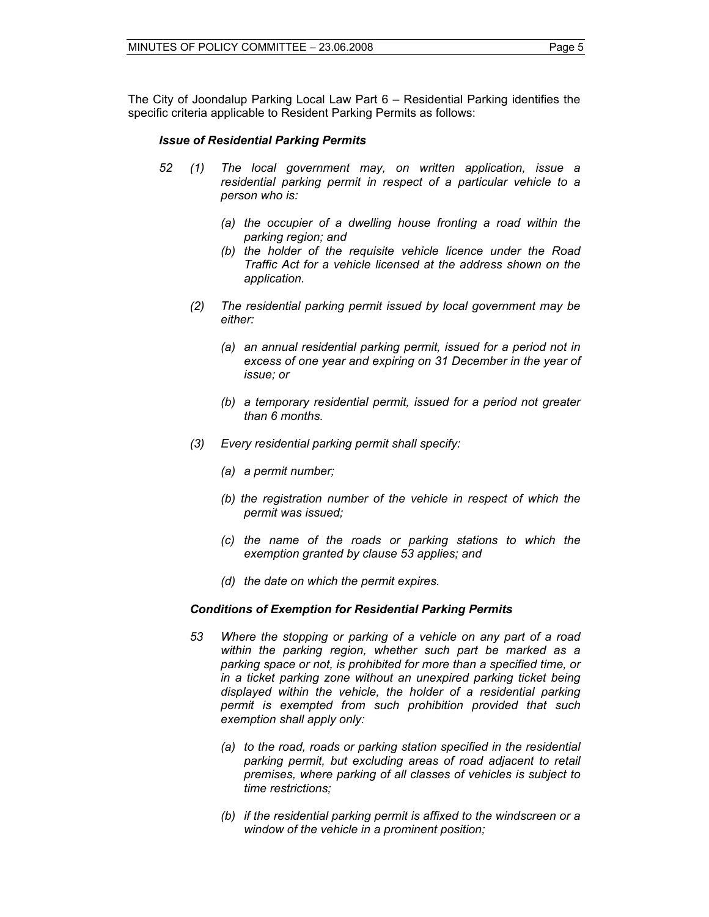The City of Joondalup Parking Local Law Part 6 – Residential Parking identifies the specific criteria applicable to Resident Parking Permits as follows:

***Issue of Residential Parking Permits***

*52 (1) The local government may, on written application, issue a residential parking permit in respect of a particular vehicle to a person who is:*

*(a) the occupier of a dwelling house fronting a road within the parking region; and*
*(b) the holder of the requisite vehicle licence under the Road Traffic Act for a vehicle licensed at the address shown on the application.*

*(2) The residential parking permit issued by local government may be either:*

*(a) an annual residential parking permit, issued for a period not in excess of one year and expiring on 31 December in the year of issue; or*

*(b) a temporary residential permit, issued for a period not greater than 6 months.*

*(3) Every residential parking permit shall specify:*

*(a) a permit number;*

*(b) the registration number of the vehicle in respect of which the permit was issued;*

*(c) the name of the roads or parking stations to which the exemption granted by clause 53 applies; and*

*(d) the date on which the permit expires.*

***Conditions of Exemption for Residential Parking Permits***

*53 Where the stopping or parking of a vehicle on any part of a road within the parking region, whether such part be marked as a parking space or not, is prohibited for more than a specified time, or in a ticket parking zone without an unexpired parking ticket being displayed within the vehicle, the holder of a residential parking permit is exempted from such prohibition provided that such exemption shall apply only:*

*(a) to the road, roads or parking station specified in the residential parking permit, but excluding areas of road adjacent to retail premises, where parking of all classes of vehicles is subject to time restrictions;*

*(b) if the residential parking permit is affixed to the windscreen or a window of the vehicle in a prominent position;*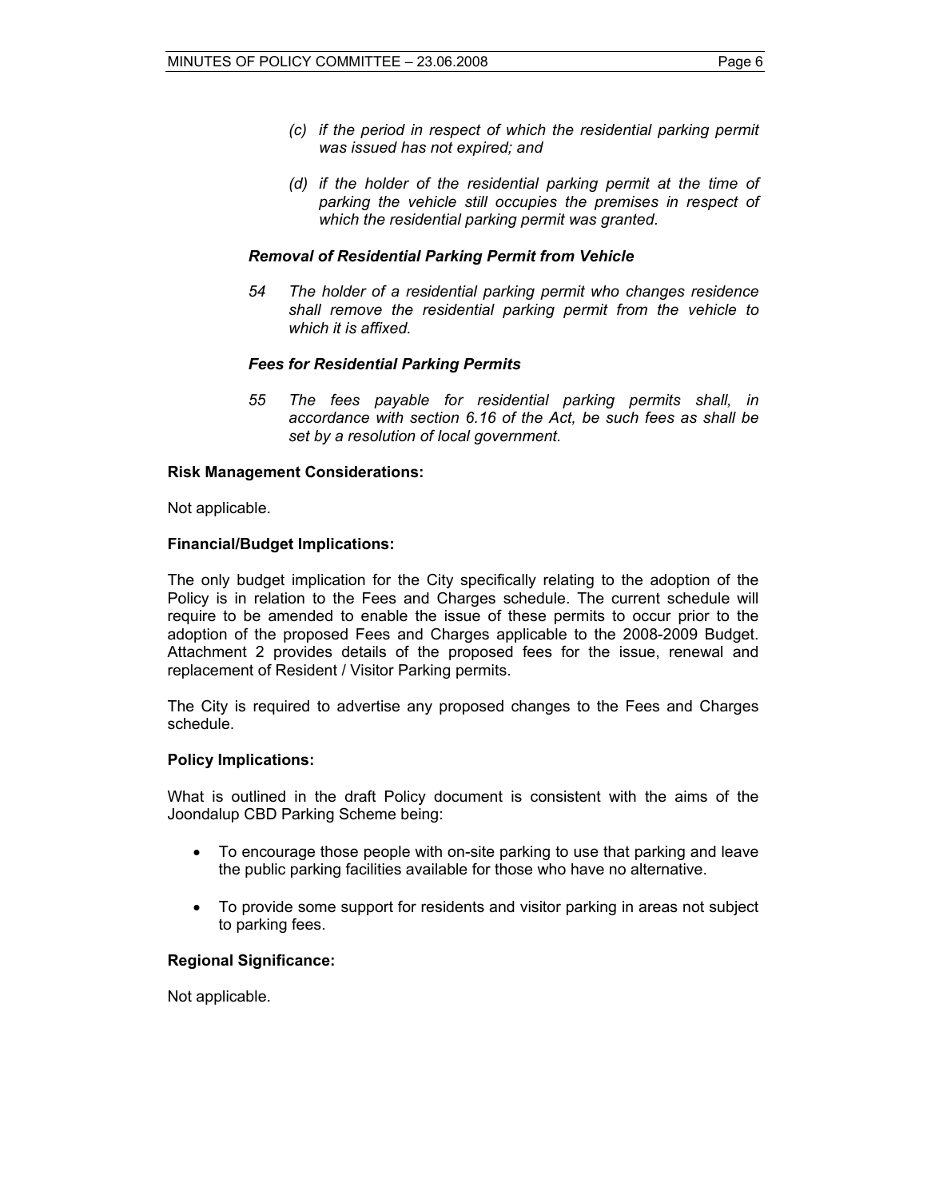*(c) if the period in respect of which the residential parking permit was issued has not expired; and*

*(d) if the holder of the residential parking permit at the time of parking the vehicle still occupies the premises in respect of which the residential parking permit was granted.*

***Removal of Residential Parking Permit from Vehicle***

*54 The holder of a residential parking permit who changes residence shall remove the residential parking permit from the vehicle to which it is affixed.*

***Fees for Residential Parking Permits***

*55 The fees payable for residential parking permits shall, in accordance with section 6.16 of the Act, be such fees as shall be set by a resolution of local government.*

**Risk Management Considerations:**

Not applicable.

**Financial/Budget Implications:**

The only budget implication for the City specifically relating to the adoption of the Policy is in relation to the Fees and Charges schedule. The current schedule will require to be amended to enable the issue of these permits to occur prior to the adoption of the proposed Fees and Charges applicable to the 2008-2009 Budget. Attachment 2 provides details of the proposed fees for the issue, renewal and replacement of Resident / Visitor Parking permits.

The City is required to advertise any proposed changes to the Fees and Charges schedule.

**Policy Implications:**

What is outlined in the draft Policy document is consistent with the aims of the Joondalup CBD Parking Scheme being:

- To encourage those people with on-site parking to use that parking and leave the public parking facilities available for those who have no alternative.
- To provide some support for residents and visitor parking in areas not subject to parking fees.

**Regional Significance:**

Not applicable.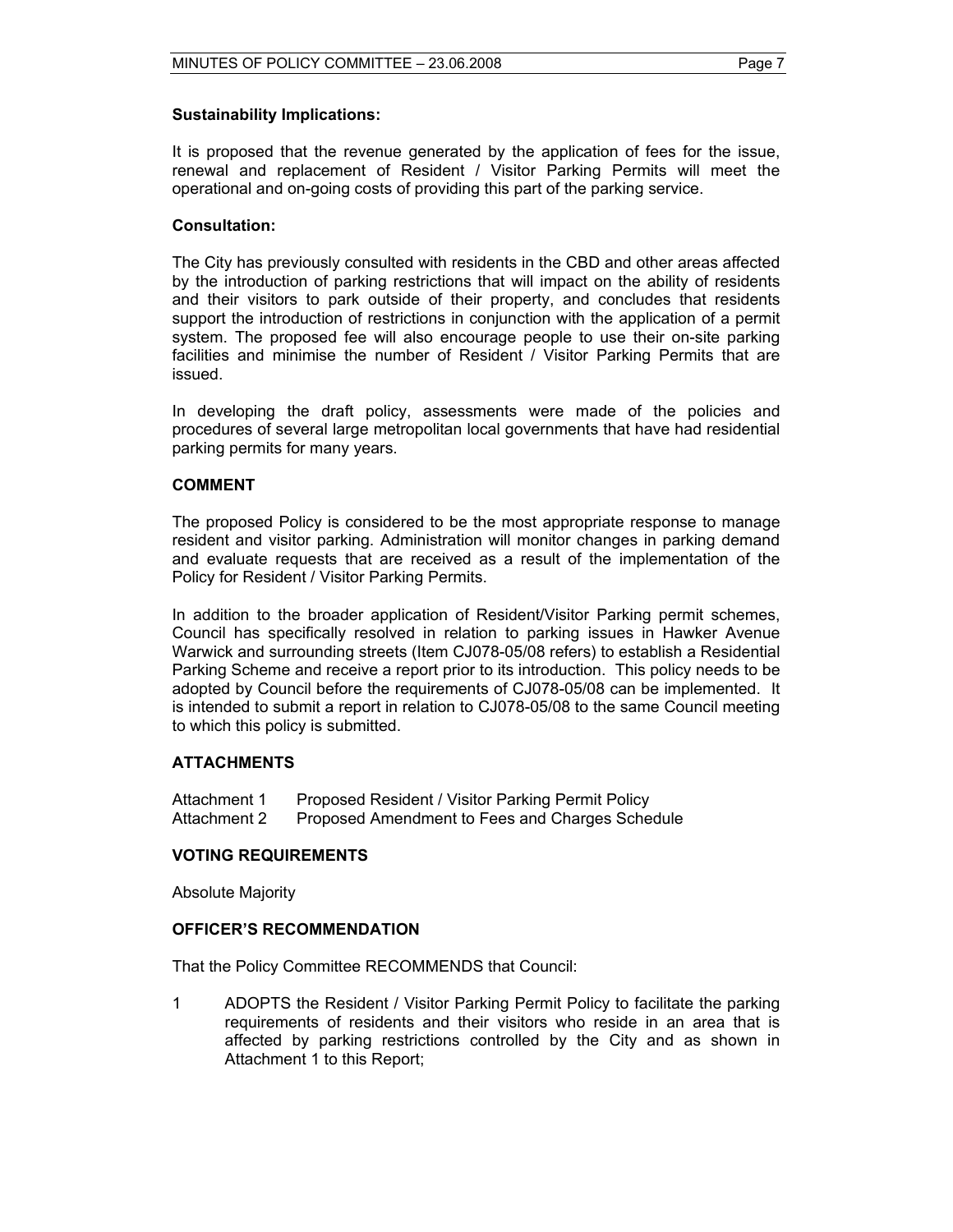**Sustainability Implications:**

It is proposed that the revenue generated by the application of fees for the issue, renewal and replacement of Resident / Visitor Parking Permits will meet the operational and on-going costs of providing this part of the parking service.

**Consultation:**

The City has previously consulted with residents in the CBD and other areas affected by the introduction of parking restrictions that will impact on the ability of residents and their visitors to park outside of their property, and concludes that residents support the introduction of restrictions in conjunction with the application of a permit system. The proposed fee will also encourage people to use their on-site parking facilities and minimise the number of Resident / Visitor Parking Permits that are issued.

In developing the draft policy, assessments were made of the policies and procedures of several large metropolitan local governments that have had residential parking permits for many years.

## COMMENT

The proposed Policy is considered to be the most appropriate response to manage resident and visitor parking. Administration will monitor changes in parking demand and evaluate requests that are received as a result of the implementation of the Policy for Resident / Visitor Parking Permits.

In addition to the broader application of Resident/Visitor Parking permit schemes, Council has specifically resolved in relation to parking issues in Hawker Avenue Warwick and surrounding streets (Item CJ078-05/08 refers) to establish a Residential Parking Scheme and receive a report prior to its introduction. This policy needs to be adopted by Council before the requirements of CJ078-05/08 can be implemented. It is intended to submit a report in relation to CJ078-05/08 to the same Council meeting to which this policy is submitted.

## ATTACHMENTS

Attachment 1 Proposed Resident / Visitor Parking Permit Policy
Attachment 2 Proposed Amendment to Fees and Charges Schedule

## VOTING REQUIREMENTS

Absolute Majority

## OFFICER'S RECOMMENDATION

That the Policy Committee RECOMMENDS that Council:

1 ADOPTS the Resident / Visitor Parking Permit Policy to facilitate the parking requirements of residents and their visitors who reside in an area that is affected by parking restrictions controlled by the City and as shown in Attachment 1 to this Report;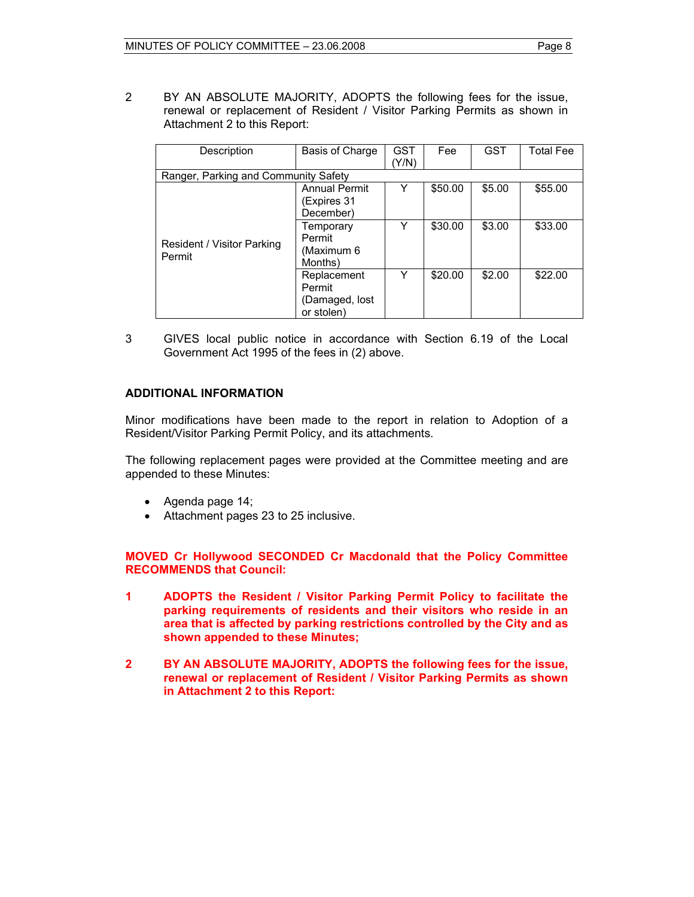2 BY AN ABSOLUTE MAJORITY, ADOPTS the following fees for the issue, renewal or replacement of Resident / Visitor Parking Permits as shown in Attachment 2 to this Report:

| Description | Basis of Charge | GST (Y/N) | Fee | GST | Total Fee |
|---|---|---|---|---|---|
| Ranger, Parking and Community Safety | | | | | |
| Resident / Visitor Parking Permit | Annual Permit (Expires 31 December) | Y | $50.00 | $5.00 | $55.00 |
| | Temporary Permit (Maximum 6 Months) | Y | $30.00 | $3.00 | $33.00 |
| | Replacement Permit (Damaged, lost or stolen) | Y | $20.00 | $2.00 | $22.00 |

3 GIVES local public notice in accordance with Section 6.19 of the Local Government Act 1995 of the fees in (2) above.

## ADDITIONAL INFORMATION

Minor modifications have been made to the report in relation to Adoption of a Resident/Visitor Parking Permit Policy, and its attachments.

The following replacement pages were provided at the Committee meeting and are appended to these Minutes:

- Agenda page 14;
- Attachment pages 23 to 25 inclusive.

**MOVED Cr Hollywood SECONDED Cr Macdonald that the Policy Committee RECOMMENDS that Council:**

**1 ADOPTS the Resident / Visitor Parking Permit Policy to facilitate the parking requirements of residents and their visitors who reside in an area that is affected by parking restrictions controlled by the City and as shown appended to these Minutes;**

**2 BY AN ABSOLUTE MAJORITY, ADOPTS the following fees for the issue, renewal or replacement of Resident / Visitor Parking Permits as shown in Attachment 2 to this Report:**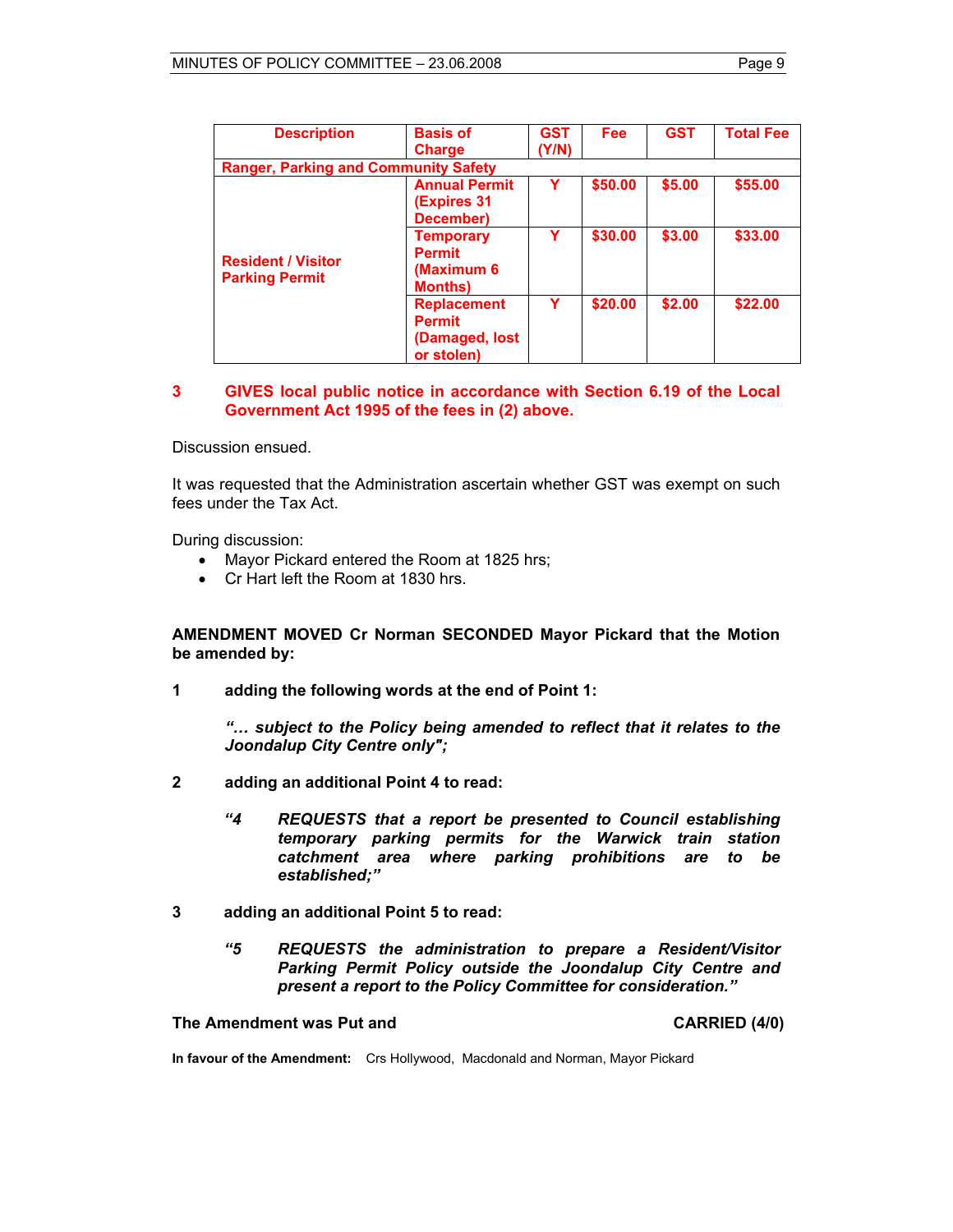| Description | Basis of Charge | GST (Y/N) | Fee | GST | Total Fee |
|---|---|---|---|---|---|
| **Ranger, Parking and Community Safety** | | | | | |
| Resident / Visitor Parking Permit | Annual Permit (Expires 31 December) | Y | $50.00 | $5.00 | $55.00 |
| | Temporary Permit (Maximum 6 Months) | Y | $30.00 | $3.00 | $33.00 |
| | Replacement Permit (Damaged, lost or stolen) | Y | $20.00 | $2.00 | $22.00 |

**3 GIVES local public notice in accordance with Section 6.19 of the Local Government Act 1995 of the fees in (2) above.**

Discussion ensued.

It was requested that the Administration ascertain whether GST was exempt on such fees under the Tax Act.

During discussion:

- Mayor Pickard entered the Room at 1825 hrs;
- Cr Hart left the Room at 1830 hrs.

**AMENDMENT MOVED Cr Norman SECONDED Mayor Pickard that the Motion be amended by:**

**1 adding the following words at the end of Point 1:**

***"… subject to the Policy being amended to reflect that it relates to the Joondalup City Centre only";***

**2 adding an additional Point 4 to read:**

***"4 REQUESTS that a report be presented to Council establishing temporary parking permits for the Warwick train station catchment area where parking prohibitions are to be established;"***

**3 adding an additional Point 5 to read:**

***"5 REQUESTS the administration to prepare a Resident/Visitor Parking Permit Policy outside the Joondalup City Centre and present a report to the Policy Committee for consideration."***

**The Amendment was Put and CARRIED (4/0)**

**In favour of the Amendment:** Crs Hollywood, Macdonald and Norman, Mayor Pickard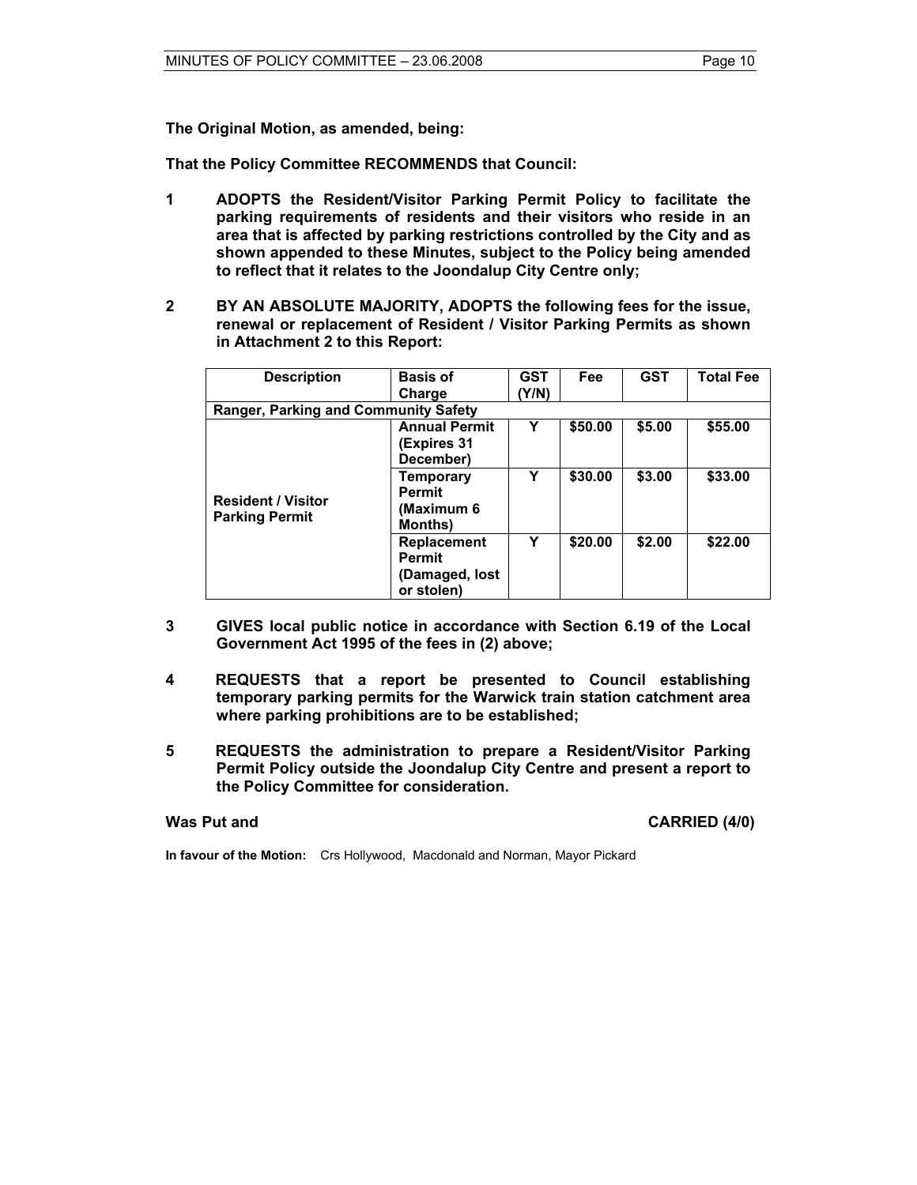**The Original Motion, as amended, being:**

**That the Policy Committee RECOMMENDS that Council:**

1. **ADOPTS the Resident/Visitor Parking Permit Policy to facilitate the parking requirements of residents and their visitors who reside in an area that is affected by parking restrictions controlled by the City and as shown appended to these Minutes, subject to the Policy being amended to reflect that it relates to the Joondalup City Centre only;**

2. **BY AN ABSOLUTE MAJORITY, ADOPTS the following fees for the issue, renewal or replacement of Resident / Visitor Parking Permits as shown in Attachment 2 to this Report:**

| Description | Basis of Charge | GST (Y/N) | Fee | GST | Total Fee |
|---|---|---|---|---|---|
| **Ranger, Parking and Community Safety** | | | | | |
| Resident / Visitor Parking Permit | Annual Permit (Expires 31 December) | Y | $50.00 | $5.00 | $55.00 |
| | Temporary Permit (Maximum 6 Months) | Y | $30.00 | $3.00 | $33.00 |
| | Replacement Permit (Damaged, lost or stolen) | Y | $20.00 | $2.00 | $22.00 |

3. **GIVES local public notice in accordance with Section 6.19 of the Local Government Act 1995 of the fees in (2) above;**

4. **REQUESTS that a report be presented to Council establishing temporary parking permits for the Warwick train station catchment area where parking prohibitions are to be established;**

5. **REQUESTS the administration to prepare a Resident/Visitor Parking Permit Policy outside the Joondalup City Centre and present a report to the Policy Committee for consideration.**

**Was Put and CARRIED (4/0)**

**In favour of the Motion:** Crs Hollywood, Macdonald and Norman, Mayor Pickard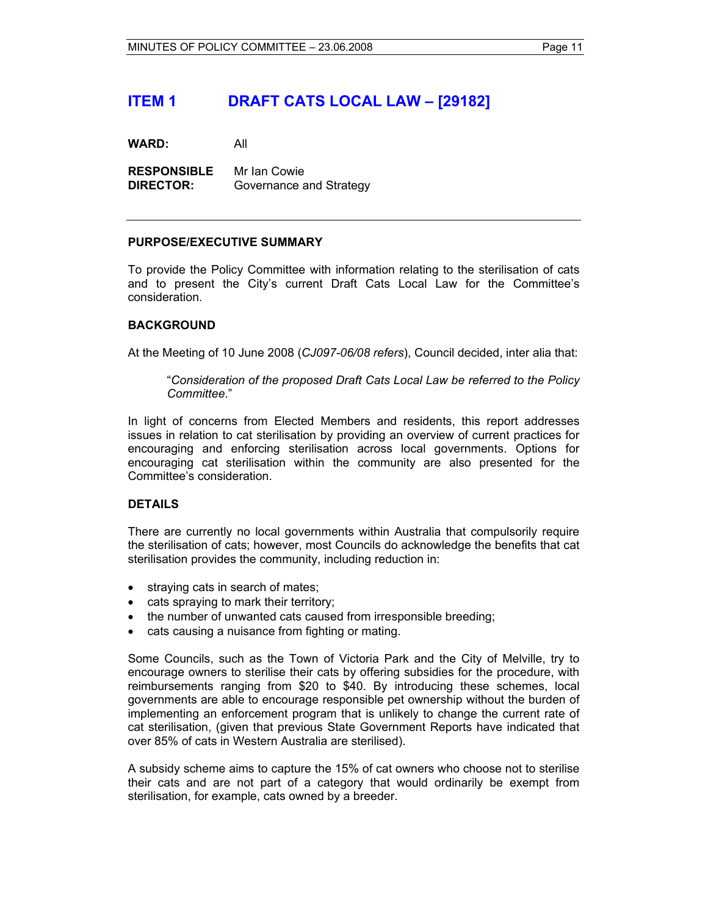# ITEM 1 DRAFT CATS LOCAL LAW – [29182]

**WARD:** All

**RESPONSIBLE DIRECTOR:** Mr Ian Cowie
Governance and Strategy

---

**PURPOSE/EXECUTIVE SUMMARY**

To provide the Policy Committee with information relating to the sterilisation of cats and to present the City's current Draft Cats Local Law for the Committee's consideration.

**BACKGROUND**

At the Meeting of 10 June 2008 (*CJ097-06/08 refers*), Council decided, inter alia that:

> "*Consideration of the proposed Draft Cats Local Law be referred to the Policy Committee*."

In light of concerns from Elected Members and residents, this report addresses issues in relation to cat sterilisation by providing an overview of current practices for encouraging and enforcing sterilisation across local governments. Options for encouraging cat sterilisation within the community are also presented for the Committee's consideration.

**DETAILS**

There are currently no local governments within Australia that compulsorily require the sterilisation of cats; however, most Councils do acknowledge the benefits that cat sterilisation provides the community, including reduction in:

- straying cats in search of mates;
- cats spraying to mark their territory;
- the number of unwanted cats caused from irresponsible breeding;
- cats causing a nuisance from fighting or mating.

Some Councils, such as the Town of Victoria Park and the City of Melville, try to encourage owners to sterilise their cats by offering subsidies for the procedure, with reimbursements ranging from $20 to $40. By introducing these schemes, local governments are able to encourage responsible pet ownership without the burden of implementing an enforcement program that is unlikely to change the current rate of cat sterilisation, (given that previous State Government Reports have indicated that over 85% of cats in Western Australia are sterilised).

A subsidy scheme aims to capture the 15% of cat owners who choose not to sterilise their cats and are not part of a category that would ordinarily be exempt from sterilisation, for example, cats owned by a breeder.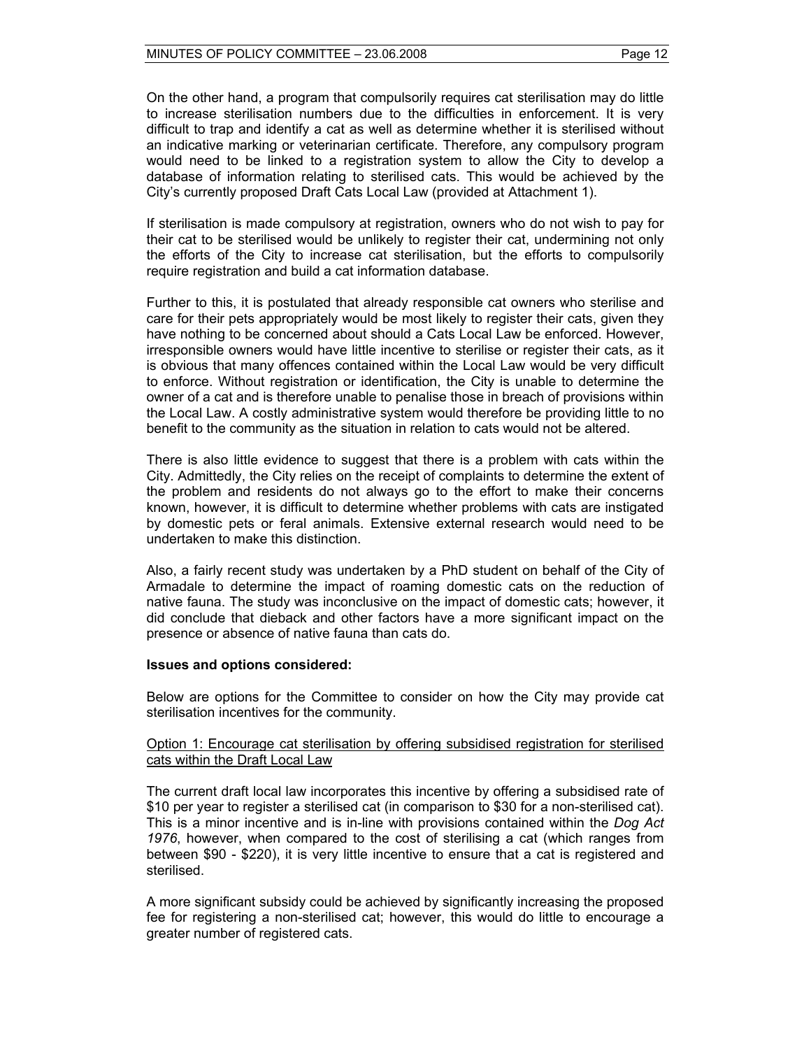On the other hand, a program that compulsorily requires cat sterilisation may do little to increase sterilisation numbers due to the difficulties in enforcement. It is very difficult to trap and identify a cat as well as determine whether it is sterilised without an indicative marking or veterinarian certificate. Therefore, any compulsory program would need to be linked to a registration system to allow the City to develop a database of information relating to sterilised cats. This would be achieved by the City's currently proposed Draft Cats Local Law (provided at Attachment 1).

If sterilisation is made compulsory at registration, owners who do not wish to pay for their cat to be sterilised would be unlikely to register their cat, undermining not only the efforts of the City to increase cat sterilisation, but the efforts to compulsorily require registration and build a cat information database.

Further to this, it is postulated that already responsible cat owners who sterilise and care for their pets appropriately would be most likely to register their cats, given they have nothing to be concerned about should a Cats Local Law be enforced. However, irresponsible owners would have little incentive to sterilise or register their cats, as it is obvious that many offences contained within the Local Law would be very difficult to enforce. Without registration or identification, the City is unable to determine the owner of a cat and is therefore unable to penalise those in breach of provisions within the Local Law. A costly administrative system would therefore be providing little to no benefit to the community as the situation in relation to cats would not be altered.

There is also little evidence to suggest that there is a problem with cats within the City. Admittedly, the City relies on the receipt of complaints to determine the extent of the problem and residents do not always go to the effort to make their concerns known, however, it is difficult to determine whether problems with cats are instigated by domestic pets or feral animals. Extensive external research would need to be undertaken to make this distinction.

Also, a fairly recent study was undertaken by a PhD student on behalf of the City of Armadale to determine the impact of roaming domestic cats on the reduction of native fauna. The study was inconclusive on the impact of domestic cats; however, it did conclude that dieback and other factors have a more significant impact on the presence or absence of native fauna than cats do.

**Issues and options considered:**

Below are options for the Committee to consider on how the City may provide cat sterilisation incentives for the community.

<u>Option 1: Encourage cat sterilisation by offering subsidised registration for sterilised cats within the Draft Local Law</u>

The current draft local law incorporates this incentive by offering a subsidised rate of $10 per year to register a sterilised cat (in comparison to $30 for a non-sterilised cat). This is a minor incentive and is in-line with provisions contained within the *Dog Act 1976*, however, when compared to the cost of sterilising a cat (which ranges from between $90 - $220), it is very little incentive to ensure that a cat is registered and sterilised.

A more significant subsidy could be achieved by significantly increasing the proposed fee for registering a non-sterilised cat; however, this would do little to encourage a greater number of registered cats.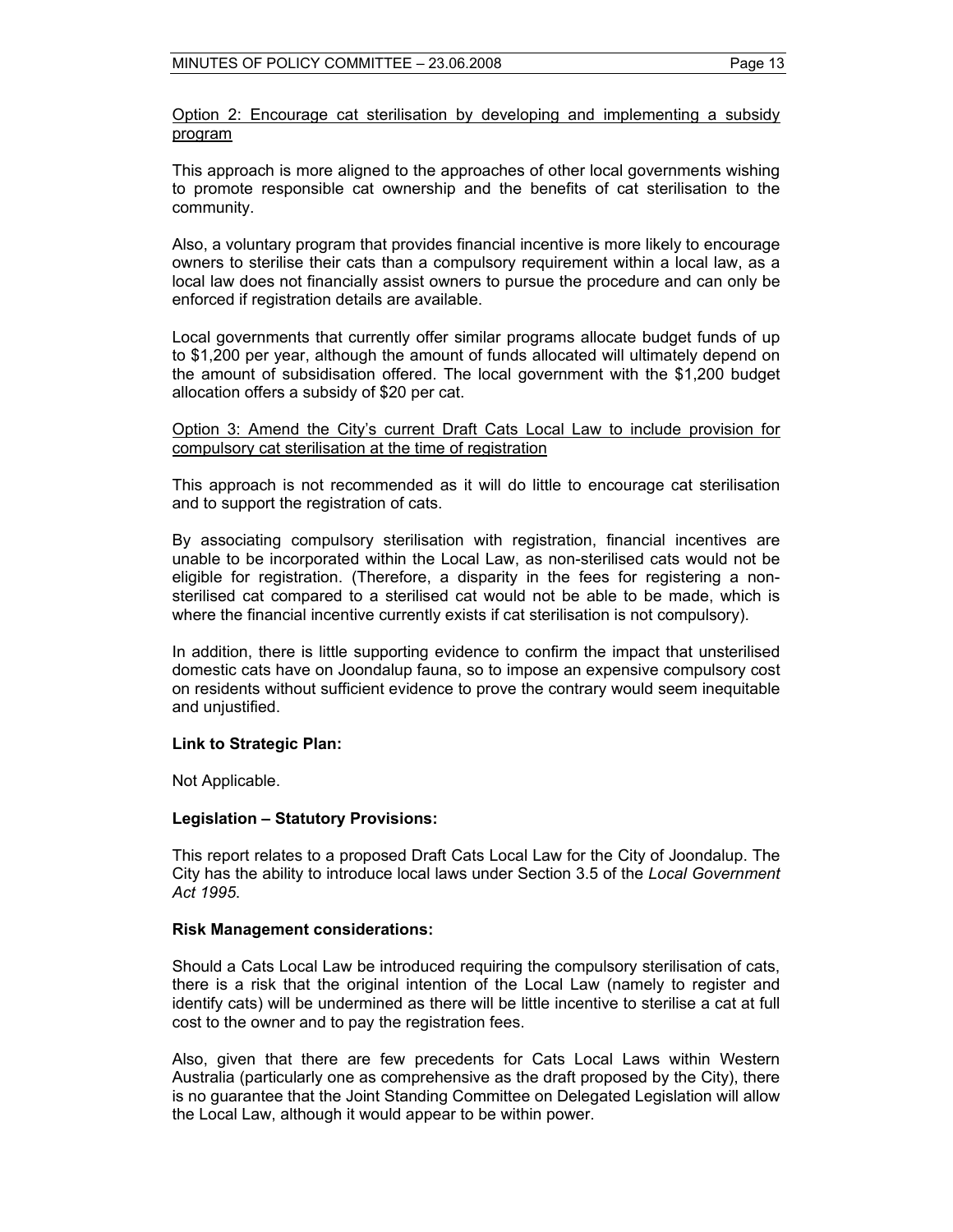Option 2: Encourage cat sterilisation by developing and implementing a subsidy program

This approach is more aligned to the approaches of other local governments wishing to promote responsible cat ownership and the benefits of cat sterilisation to the community.

Also, a voluntary program that provides financial incentive is more likely to encourage owners to sterilise their cats than a compulsory requirement within a local law, as a local law does not financially assist owners to pursue the procedure and can only be enforced if registration details are available.

Local governments that currently offer similar programs allocate budget funds of up to $1,200 per year, although the amount of funds allocated will ultimately depend on the amount of subsidisation offered. The local government with the $1,200 budget allocation offers a subsidy of $20 per cat.

Option 3: Amend the City's current Draft Cats Local Law to include provision for compulsory cat sterilisation at the time of registration

This approach is not recommended as it will do little to encourage cat sterilisation and to support the registration of cats.

By associating compulsory sterilisation with registration, financial incentives are unable to be incorporated within the Local Law, as non-sterilised cats would not be eligible for registration. (Therefore, a disparity in the fees for registering a non-sterilised cat compared to a sterilised cat would not be able to be made, which is where the financial incentive currently exists if cat sterilisation is not compulsory).

In addition, there is little supporting evidence to confirm the impact that unsterilised domestic cats have on Joondalup fauna, so to impose an expensive compulsory cost on residents without sufficient evidence to prove the contrary would seem inequitable and unjustified.

**Link to Strategic Plan:**

Not Applicable.

**Legislation – Statutory Provisions:**

This report relates to a proposed Draft Cats Local Law for the City of Joondalup. The City has the ability to introduce local laws under Section 3.5 of the *Local Government Act 1995*.

**Risk Management considerations:**

Should a Cats Local Law be introduced requiring the compulsory sterilisation of cats, there is a risk that the original intention of the Local Law (namely to register and identify cats) will be undermined as there will be little incentive to sterilise a cat at full cost to the owner and to pay the registration fees.

Also, given that there are few precedents for Cats Local Laws within Western Australia (particularly one as comprehensive as the draft proposed by the City), there is no guarantee that the Joint Standing Committee on Delegated Legislation will allow the Local Law, although it would appear to be within power.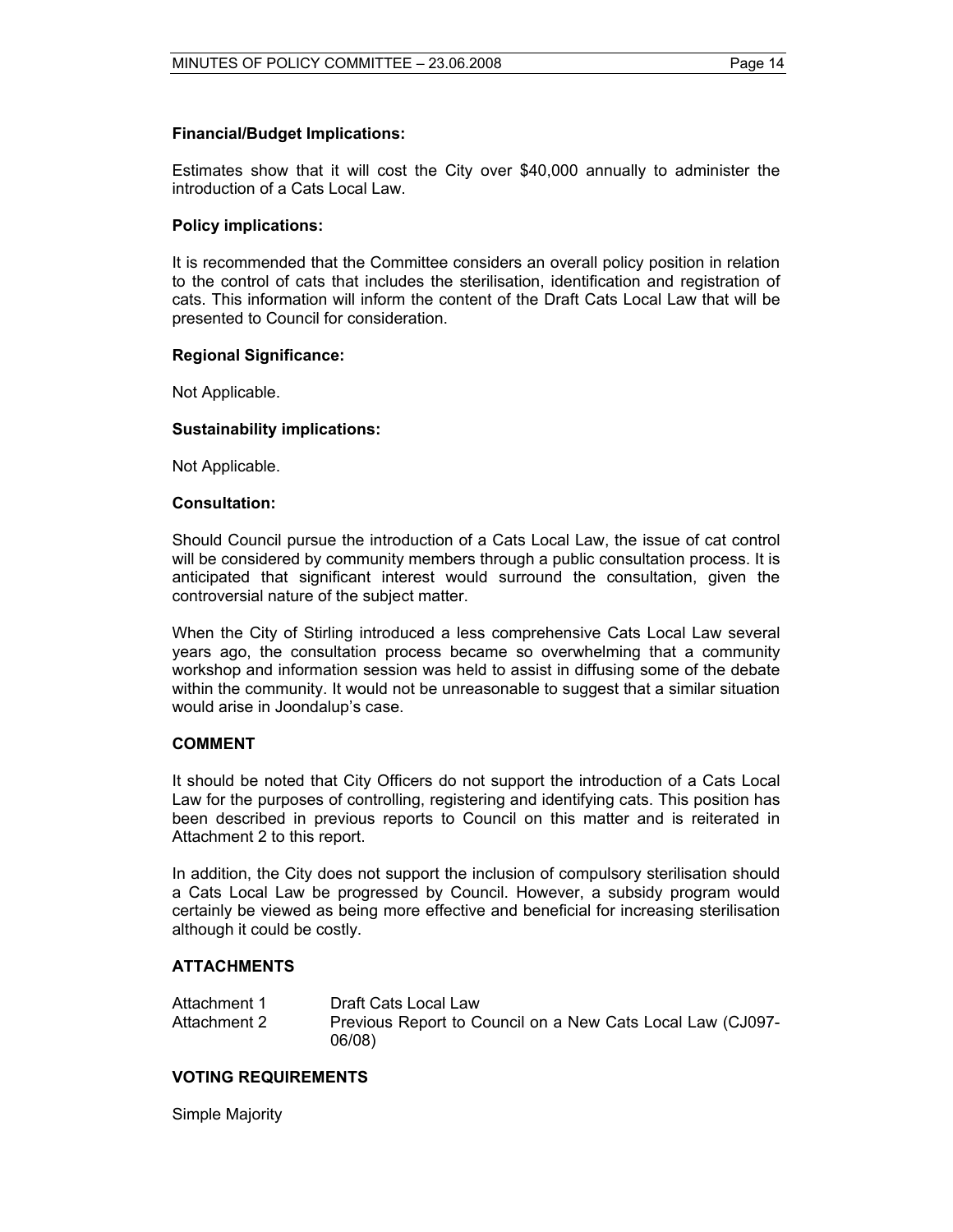**Financial/Budget Implications:**

Estimates show that it will cost the City over $40,000 annually to administer the introduction of a Cats Local Law.

**Policy implications:**

It is recommended that the Committee considers an overall policy position in relation to the control of cats that includes the sterilisation, identification and registration of cats. This information will inform the content of the Draft Cats Local Law that will be presented to Council for consideration.

**Regional Significance:**

Not Applicable.

**Sustainability implications:**

Not Applicable.

**Consultation:**

Should Council pursue the introduction of a Cats Local Law, the issue of cat control will be considered by community members through a public consultation process. It is anticipated that significant interest would surround the consultation, given the controversial nature of the subject matter.

When the City of Stirling introduced a less comprehensive Cats Local Law several years ago, the consultation process became so overwhelming that a community workshop and information session was held to assist in diffusing some of the debate within the community. It would not be unreasonable to suggest that a similar situation would arise in Joondalup's case.

## COMMENT

It should be noted that City Officers do not support the introduction of a Cats Local Law for the purposes of controlling, registering and identifying cats. This position has been described in previous reports to Council on this matter and is reiterated in Attachment 2 to this report.

In addition, the City does not support the inclusion of compulsory sterilisation should a Cats Local Law be progressed by Council. However, a subsidy program would certainly be viewed as being more effective and beneficial for increasing sterilisation although it could be costly.

## ATTACHMENTS

| | |
|---|---|
| Attachment 1 | Draft Cats Local Law |
| Attachment 2 | Previous Report to Council on a New Cats Local Law (CJ097-06/08) |

## VOTING REQUIREMENTS

Simple Majority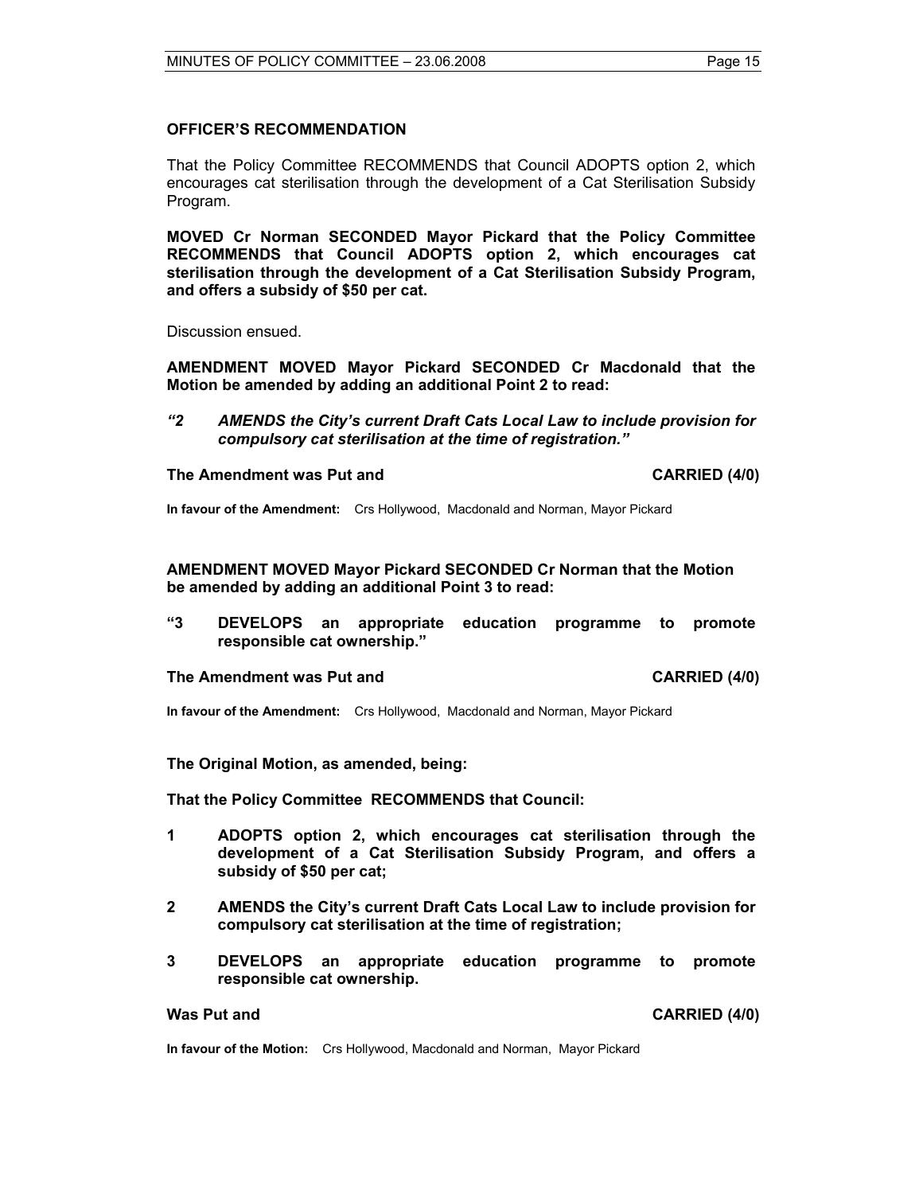**OFFICER'S RECOMMENDATION**

That the Policy Committee RECOMMENDS that Council ADOPTS option 2, which encourages cat sterilisation through the development of a Cat Sterilisation Subsidy Program.

**MOVED Cr Norman SECONDED Mayor Pickard that the Policy Committee RECOMMENDS that Council ADOPTS option 2, which encourages cat sterilisation through the development of a Cat Sterilisation Subsidy Program, and offers a subsidy of $50 per cat.**

Discussion ensued.

**AMENDMENT MOVED Mayor Pickard SECONDED Cr Macdonald that the Motion be amended by adding an additional Point 2 to read:**

***"2 AMENDS the City's current Draft Cats Local Law to include provision for compulsory cat sterilisation at the time of registration."***

**The Amendment was Put and CARRIED (4/0)**

**In favour of the Amendment:** Crs Hollywood, Macdonald and Norman, Mayor Pickard

**AMENDMENT MOVED Mayor Pickard SECONDED Cr Norman that the Motion be amended by adding an additional Point 3 to read:**

**"3 DEVELOPS an appropriate education programme to promote responsible cat ownership."**

**The Amendment was Put and CARRIED (4/0)**

**In favour of the Amendment:** Crs Hollywood, Macdonald and Norman, Mayor Pickard

**The Original Motion, as amended, being:**

**That the Policy Committee RECOMMENDS that Council:**

**1 ADOPTS option 2, which encourages cat sterilisation through the development of a Cat Sterilisation Subsidy Program, and offers a subsidy of $50 per cat;**

**2 AMENDS the City's current Draft Cats Local Law to include provision for compulsory cat sterilisation at the time of registration;**

**3 DEVELOPS an appropriate education programme to promote responsible cat ownership.**

**Was Put and CARRIED (4/0)**

**In favour of the Motion:** Crs Hollywood, Macdonald and Norman, Mayor Pickard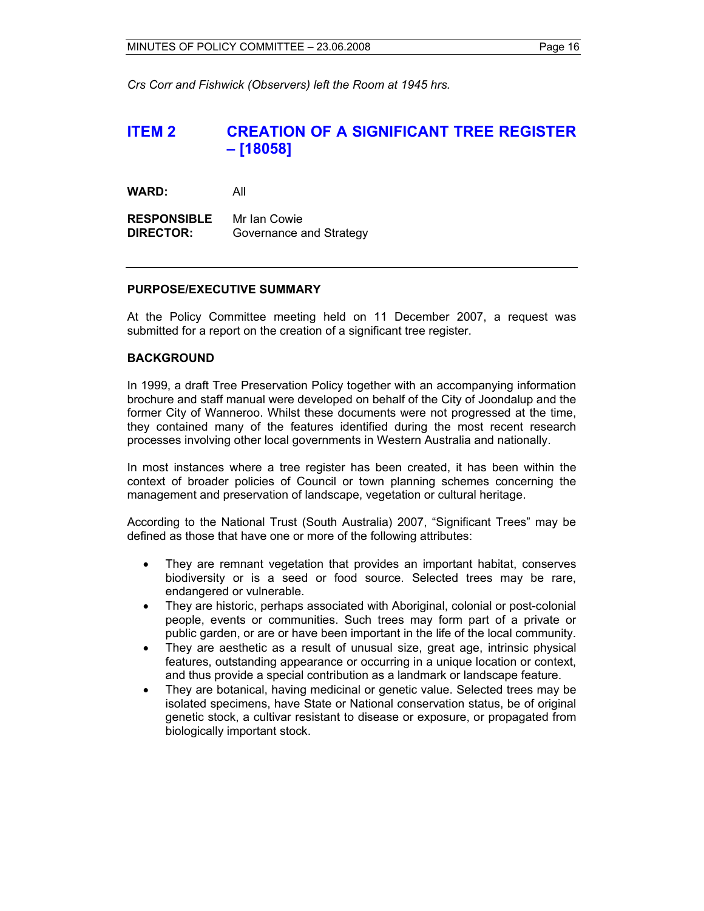*Crs Corr and Fishwick (Observers) left the Room at 1945 hrs.*

## ITEM 2 CREATION OF A SIGNIFICANT TREE REGISTER – [18058]

**WARD:** All

**RESPONSIBLE DIRECTOR:** Mr Ian Cowie
Governance and Strategy

---

**PURPOSE/EXECUTIVE SUMMARY**

At the Policy Committee meeting held on 11 December 2007, a request was submitted for a report on the creation of a significant tree register.

**BACKGROUND**

In 1999, a draft Tree Preservation Policy together with an accompanying information brochure and staff manual were developed on behalf of the City of Joondalup and the former City of Wanneroo. Whilst these documents were not progressed at the time, they contained many of the features identified during the most recent research processes involving other local governments in Western Australia and nationally.

In most instances where a tree register has been created, it has been within the context of broader policies of Council or town planning schemes concerning the management and preservation of landscape, vegetation or cultural heritage.

According to the National Trust (South Australia) 2007, "Significant Trees" may be defined as those that have one or more of the following attributes:

- They are remnant vegetation that provides an important habitat, conserves biodiversity or is a seed or food source. Selected trees may be rare, endangered or vulnerable.
- They are historic, perhaps associated with Aboriginal, colonial or post-colonial people, events or communities. Such trees may form part of a private or public garden, or are or have been important in the life of the local community.
- They are aesthetic as a result of unusual size, great age, intrinsic physical features, outstanding appearance or occurring in a unique location or context, and thus provide a special contribution as a landmark or landscape feature.
- They are botanical, having medicinal or genetic value. Selected trees may be isolated specimens, have State or National conservation status, be of original genetic stock, a cultivar resistant to disease or exposure, or propagated from biologically important stock.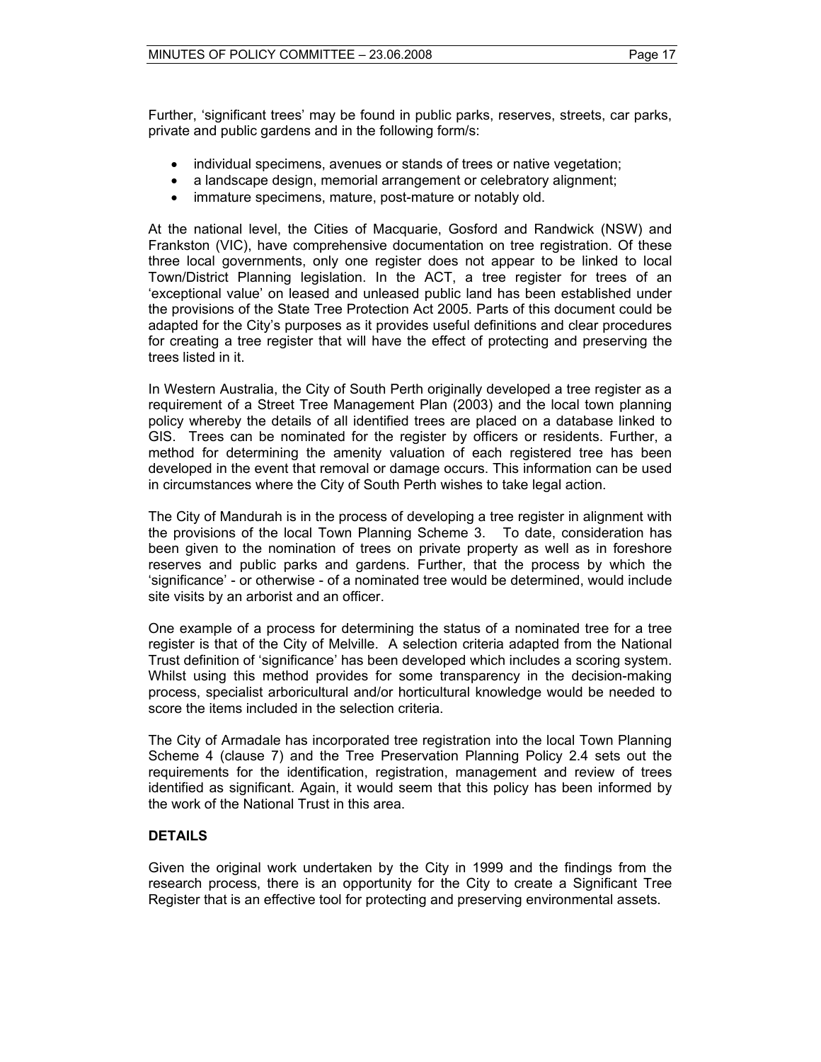Further, 'significant trees' may be found in public parks, reserves, streets, car parks, private and public gardens and in the following form/s:

- individual specimens, avenues or stands of trees or native vegetation;
- a landscape design, memorial arrangement or celebratory alignment;
- immature specimens, mature, post-mature or notably old.

At the national level, the Cities of Macquarie, Gosford and Randwick (NSW) and Frankston (VIC), have comprehensive documentation on tree registration. Of these three local governments, only one register does not appear to be linked to local Town/District Planning legislation. In the ACT, a tree register for trees of an 'exceptional value' on leased and unleased public land has been established under the provisions of the State Tree Protection Act 2005. Parts of this document could be adapted for the City's purposes as it provides useful definitions and clear procedures for creating a tree register that will have the effect of protecting and preserving the trees listed in it.

In Western Australia, the City of South Perth originally developed a tree register as a requirement of a Street Tree Management Plan (2003) and the local town planning policy whereby the details of all identified trees are placed on a database linked to GIS. Trees can be nominated for the register by officers or residents. Further, a method for determining the amenity valuation of each registered tree has been developed in the event that removal or damage occurs. This information can be used in circumstances where the City of South Perth wishes to take legal action.

The City of Mandurah is in the process of developing a tree register in alignment with the provisions of the local Town Planning Scheme 3. To date, consideration has been given to the nomination of trees on private property as well as in foreshore reserves and public parks and gardens. Further, that the process by which the 'significance' - or otherwise - of a nominated tree would be determined, would include site visits by an arborist and an officer.

One example of a process for determining the status of a nominated tree for a tree register is that of the City of Melville. A selection criteria adapted from the National Trust definition of 'significance' has been developed which includes a scoring system. Whilst using this method provides for some transparency in the decision-making process, specialist arboricultural and/or horticultural knowledge would be needed to score the items included in the selection criteria.

The City of Armadale has incorporated tree registration into the local Town Planning Scheme 4 (clause 7) and the Tree Preservation Planning Policy 2.4 sets out the requirements for the identification, registration, management and review of trees identified as significant. Again, it would seem that this policy has been informed by the work of the National Trust in this area.

**DETAILS**

Given the original work undertaken by the City in 1999 and the findings from the research process, there is an opportunity for the City to create a Significant Tree Register that is an effective tool for protecting and preserving environmental assets.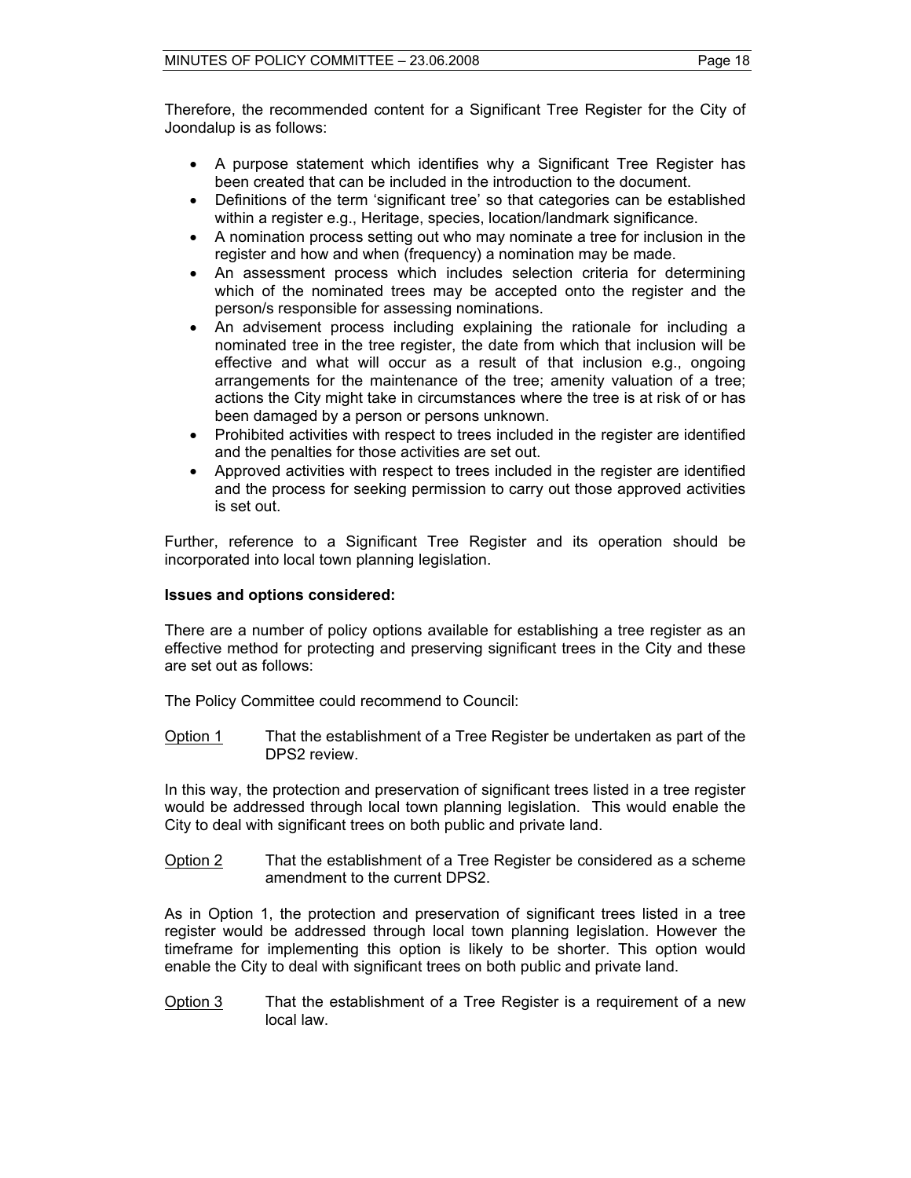Therefore, the recommended content for a Significant Tree Register for the City of Joondalup is as follows:

- A purpose statement which identifies why a Significant Tree Register has been created that can be included in the introduction to the document.
- Definitions of the term 'significant tree' so that categories can be established within a register e.g., Heritage, species, location/landmark significance.
- A nomination process setting out who may nominate a tree for inclusion in the register and how and when (frequency) a nomination may be made.
- An assessment process which includes selection criteria for determining which of the nominated trees may be accepted onto the register and the person/s responsible for assessing nominations.
- An advisement process including explaining the rationale for including a nominated tree in the tree register, the date from which that inclusion will be effective and what will occur as a result of that inclusion e.g., ongoing arrangements for the maintenance of the tree; amenity valuation of a tree; actions the City might take in circumstances where the tree is at risk of or has been damaged by a person or persons unknown.
- Prohibited activities with respect to trees included in the register are identified and the penalties for those activities are set out.
- Approved activities with respect to trees included in the register are identified and the process for seeking permission to carry out those approved activities is set out.

Further, reference to a Significant Tree Register and its operation should be incorporated into local town planning legislation.

**Issues and options considered:**

There are a number of policy options available for establishing a tree register as an effective method for protecting and preserving significant trees in the City and these are set out as follows:

The Policy Committee could recommend to Council:

<u>Option 1</u> That the establishment of a Tree Register be undertaken as part of the DPS2 review.

In this way, the protection and preservation of significant trees listed in a tree register would be addressed through local town planning legislation. This would enable the City to deal with significant trees on both public and private land.

<u>Option 2</u> That the establishment of a Tree Register be considered as a scheme amendment to the current DPS2.

As in Option 1, the protection and preservation of significant trees listed in a tree register would be addressed through local town planning legislation. However the timeframe for implementing this option is likely to be shorter. This option would enable the City to deal with significant trees on both public and private land.

<u>Option 3</u> That the establishment of a Tree Register is a requirement of a new local law.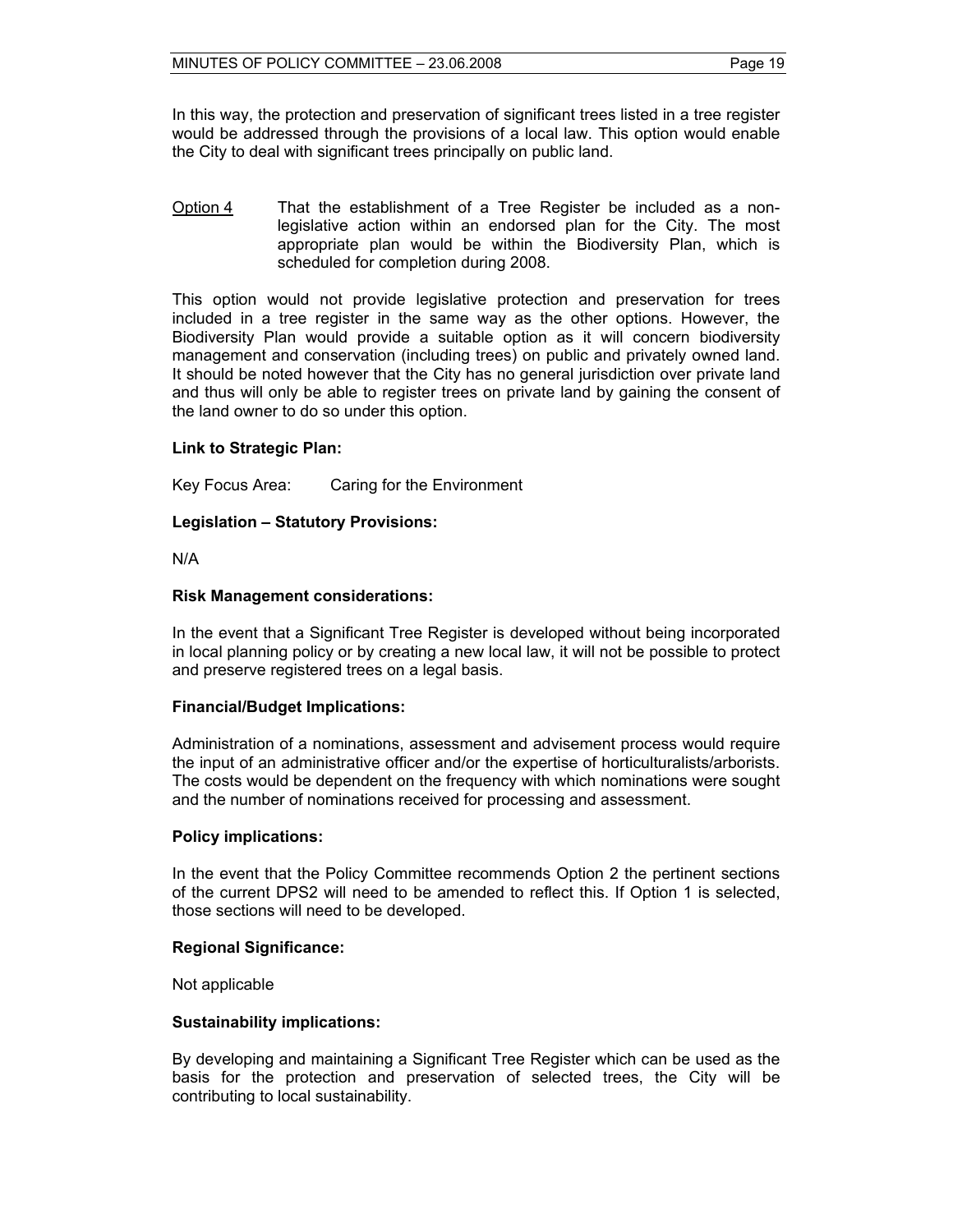In this way, the protection and preservation of significant trees listed in a tree register would be addressed through the provisions of a local law. This option would enable the City to deal with significant trees principally on public land.

Option 4 That the establishment of a Tree Register be included as a non-legislative action within an endorsed plan for the City. The most appropriate plan would be within the Biodiversity Plan, which is scheduled for completion during 2008.

This option would not provide legislative protection and preservation for trees included in a tree register in the same way as the other options. However, the Biodiversity Plan would provide a suitable option as it will concern biodiversity management and conservation (including trees) on public and privately owned land. It should be noted however that the City has no general jurisdiction over private land and thus will only be able to register trees on private land by gaining the consent of the land owner to do so under this option.

**Link to Strategic Plan:**

Key Focus Area: Caring for the Environment

**Legislation – Statutory Provisions:**

N/A

**Risk Management considerations:**

In the event that a Significant Tree Register is developed without being incorporated in local planning policy or by creating a new local law, it will not be possible to protect and preserve registered trees on a legal basis.

**Financial/Budget Implications:**

Administration of a nominations, assessment and advisement process would require the input of an administrative officer and/or the expertise of horticulturalists/arborists. The costs would be dependent on the frequency with which nominations were sought and the number of nominations received for processing and assessment.

**Policy implications:**

In the event that the Policy Committee recommends Option 2 the pertinent sections of the current DPS2 will need to be amended to reflect this. If Option 1 is selected, those sections will need to be developed.

**Regional Significance:**

Not applicable

**Sustainability implications:**

By developing and maintaining a Significant Tree Register which can be used as the basis for the protection and preservation of selected trees, the City will be contributing to local sustainability.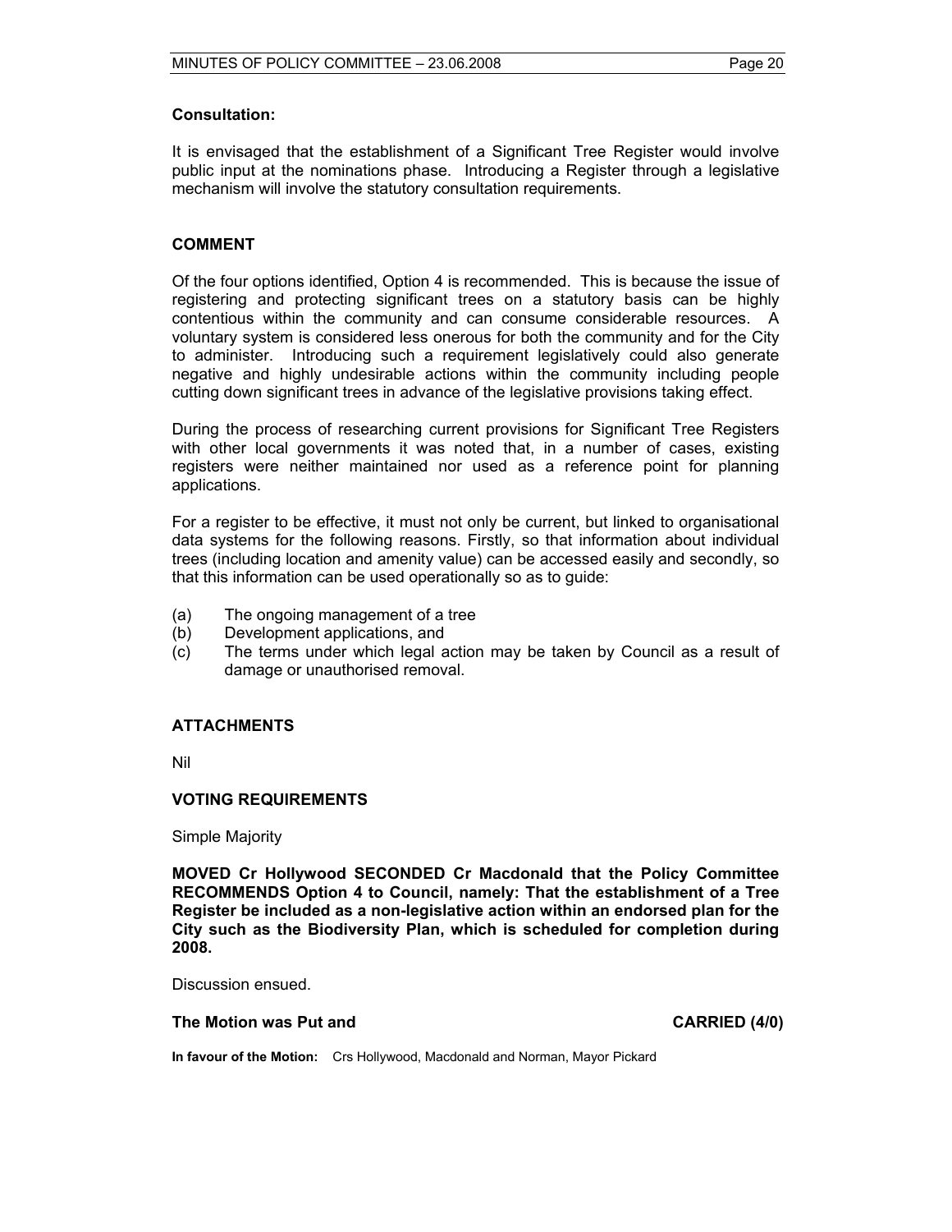**Consultation:**

It is envisaged that the establishment of a Significant Tree Register would involve public input at the nominations phase. Introducing a Register through a legislative mechanism will involve the statutory consultation requirements.

## COMMENT

Of the four options identified, Option 4 is recommended. This is because the issue of registering and protecting significant trees on a statutory basis can be highly contentious within the community and can consume considerable resources. A voluntary system is considered less onerous for both the community and for the City to administer. Introducing such a requirement legislatively could also generate negative and highly undesirable actions within the community including people cutting down significant trees in advance of the legislative provisions taking effect.

During the process of researching current provisions for Significant Tree Registers with other local governments it was noted that, in a number of cases, existing registers were neither maintained nor used as a reference point for planning applications.

For a register to be effective, it must not only be current, but linked to organisational data systems for the following reasons. Firstly, so that information about individual trees (including location and amenity value) can be accessed easily and secondly, so that this information can be used operationally so as to guide:

(a) The ongoing management of a tree
(b) Development applications, and
(c) The terms under which legal action may be taken by Council as a result of damage or unauthorised removal.

## ATTACHMENTS

Nil

## VOTING REQUIREMENTS

Simple Majority

**MOVED Cr Hollywood SECONDED Cr Macdonald that the Policy Committee RECOMMENDS Option 4 to Council, namely: That the establishment of a Tree Register be included as a non-legislative action within an endorsed plan for the City such as the Biodiversity Plan, which is scheduled for completion during 2008.**

Discussion ensued.

**The Motion was Put and CARRIED (4/0)**

**In favour of the Motion:** Crs Hollywood, Macdonald and Norman, Mayor Pickard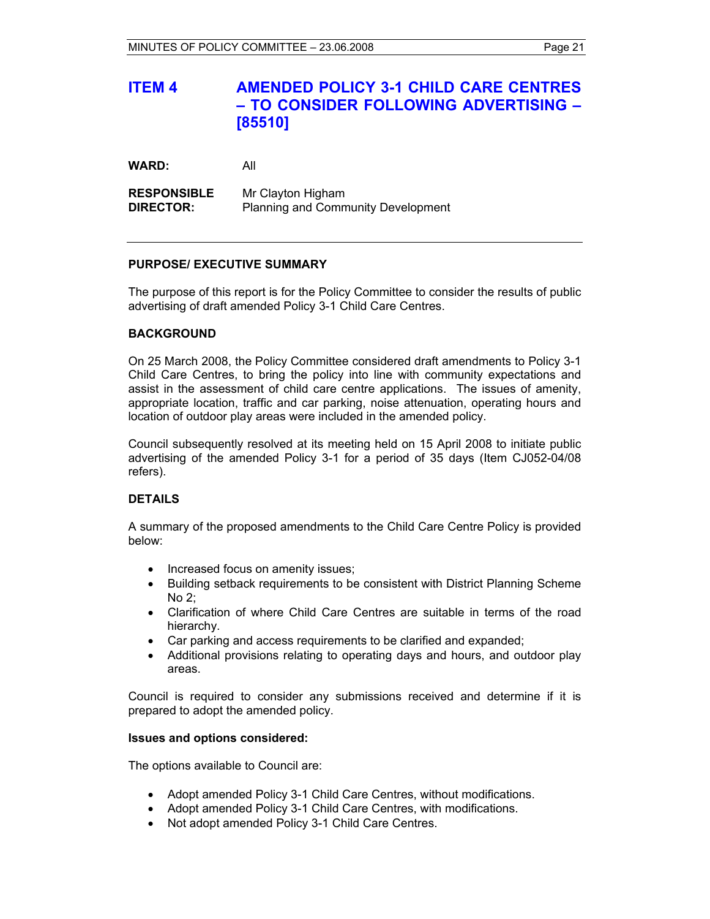# ITEM 4 AMENDED POLICY 3-1 CHILD CARE CENTRES – TO CONSIDER FOLLOWING ADVERTISING – [85510]

**WARD:** All

**RESPONSIBLE DIRECTOR:** Mr Clayton Higham
Planning and Community Development

---

**PURPOSE/ EXECUTIVE SUMMARY**

The purpose of this report is for the Policy Committee to consider the results of public advertising of draft amended Policy 3-1 Child Care Centres.

**BACKGROUND**

On 25 March 2008, the Policy Committee considered draft amendments to Policy 3-1 Child Care Centres, to bring the policy into line with community expectations and assist in the assessment of child care centre applications. The issues of amenity, appropriate location, traffic and car parking, noise attenuation, operating hours and location of outdoor play areas were included in the amended policy.

Council subsequently resolved at its meeting held on 15 April 2008 to initiate public advertising of the amended Policy 3-1 for a period of 35 days (Item CJ052-04/08 refers).

**DETAILS**

A summary of the proposed amendments to the Child Care Centre Policy is provided below:

- Increased focus on amenity issues;
- Building setback requirements to be consistent with District Planning Scheme No 2;
- Clarification of where Child Care Centres are suitable in terms of the road hierarchy.
- Car parking and access requirements to be clarified and expanded;
- Additional provisions relating to operating days and hours, and outdoor play areas.

Council is required to consider any submissions received and determine if it is prepared to adopt the amended policy.

**Issues and options considered:**

The options available to Council are:

- Adopt amended Policy 3-1 Child Care Centres, without modifications.
- Adopt amended Policy 3-1 Child Care Centres, with modifications.
- Not adopt amended Policy 3-1 Child Care Centres.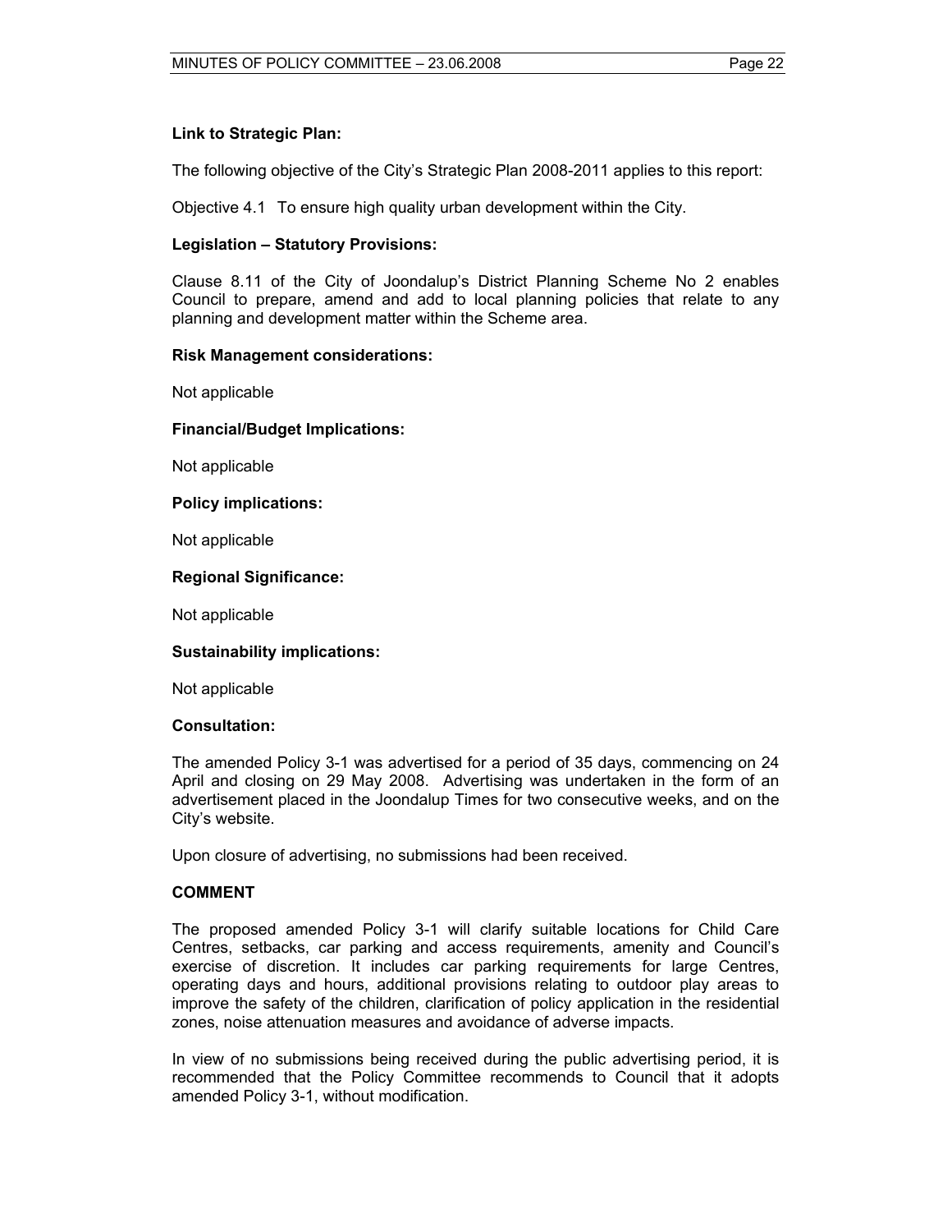**Link to Strategic Plan:**

The following objective of the City's Strategic Plan 2008-2011 applies to this report:

Objective 4.1 To ensure high quality urban development within the City.

**Legislation – Statutory Provisions:**

Clause 8.11 of the City of Joondalup's District Planning Scheme No 2 enables Council to prepare, amend and add to local planning policies that relate to any planning and development matter within the Scheme area.

**Risk Management considerations:**

Not applicable

**Financial/Budget Implications:**

Not applicable

**Policy implications:**

Not applicable

**Regional Significance:**

Not applicable

**Sustainability implications:**

Not applicable

**Consultation:**

The amended Policy 3-1 was advertised for a period of 35 days, commencing on 24 April and closing on 29 May 2008. Advertising was undertaken in the form of an advertisement placed in the Joondalup Times for two consecutive weeks, and on the City's website.

Upon closure of advertising, no submissions had been received.

**COMMENT**

The proposed amended Policy 3-1 will clarify suitable locations for Child Care Centres, setbacks, car parking and access requirements, amenity and Council's exercise of discretion. It includes car parking requirements for large Centres, operating days and hours, additional provisions relating to outdoor play areas to improve the safety of the children, clarification of policy application in the residential zones, noise attenuation measures and avoidance of adverse impacts.

In view of no submissions being received during the public advertising period, it is recommended that the Policy Committee recommends to Council that it adopts amended Policy 3-1, without modification.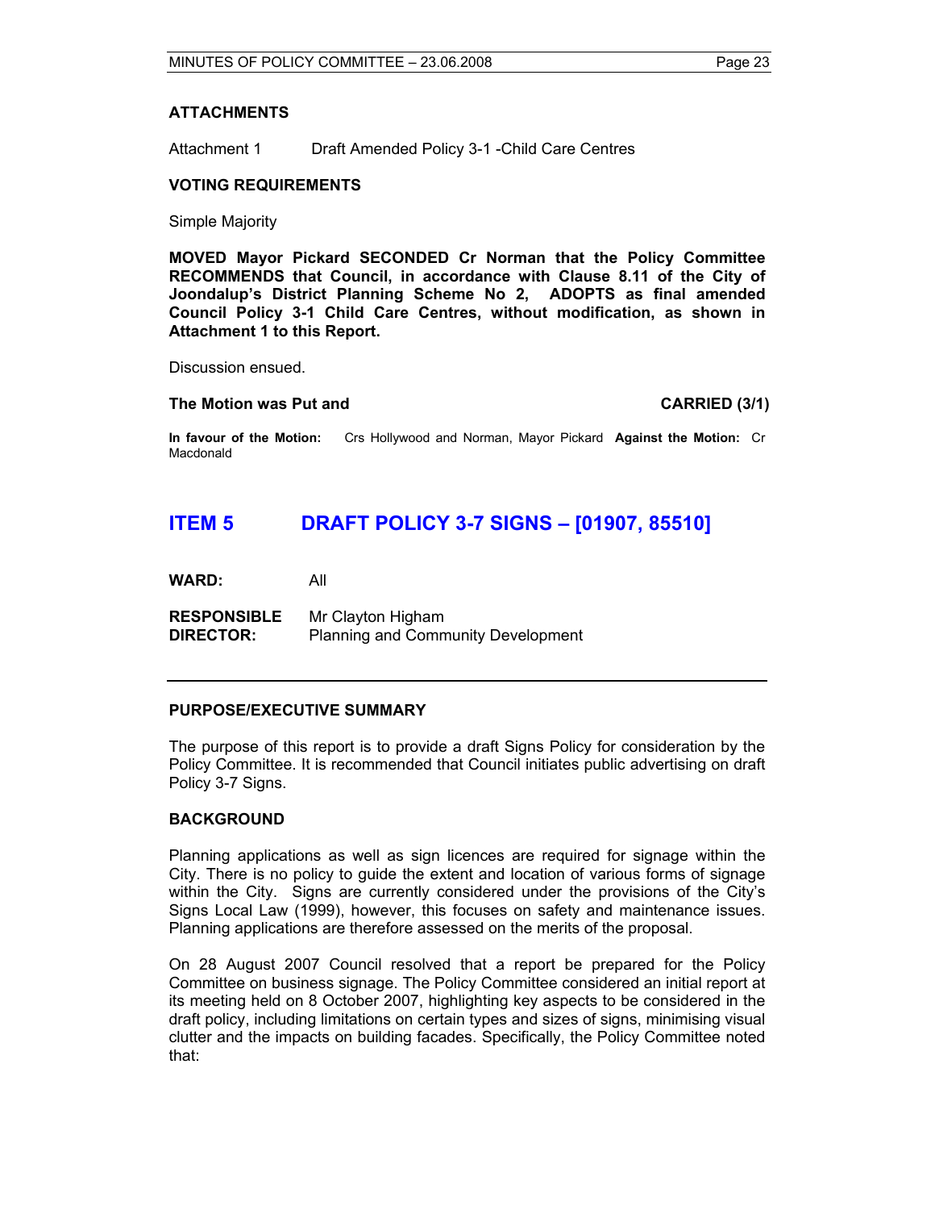## ATTACHMENTS

Attachment 1 Draft Amended Policy 3-1 -Child Care Centres

## VOTING REQUIREMENTS

Simple Majority

**MOVED Mayor Pickard SECONDED Cr Norman that the Policy Committee RECOMMENDS that Council, in accordance with Clause 8.11 of the City of Joondalup's District Planning Scheme No 2, ADOPTS as final amended Council Policy 3-1 Child Care Centres, without modification, as shown in Attachment 1 to this Report.**

Discussion ensued.

**The Motion was Put and CARRIED (3/1)**

**In favour of the Motion:** Crs Hollywood and Norman, Mayor Pickard **Against the Motion:** Cr Macdonald

# ITEM 5 DRAFT POLICY 3-7 SIGNS – [01907, 85510]

**WARD:** All

**RESPONSIBLE DIRECTOR:** Mr Clayton Higham
Planning and Community Development

## PURPOSE/EXECUTIVE SUMMARY

The purpose of this report is to provide a draft Signs Policy for consideration by the Policy Committee. It is recommended that Council initiates public advertising on draft Policy 3-7 Signs.

## BACKGROUND

Planning applications as well as sign licences are required for signage within the City. There is no policy to guide the extent and location of various forms of signage within the City. Signs are currently considered under the provisions of the City's Signs Local Law (1999), however, this focuses on safety and maintenance issues. Planning applications are therefore assessed on the merits of the proposal.

On 28 August 2007 Council resolved that a report be prepared for the Policy Committee on business signage. The Policy Committee considered an initial report at its meeting held on 8 October 2007, highlighting key aspects to be considered in the draft policy, including limitations on certain types and sizes of signs, minimising visual clutter and the impacts on building facades. Specifically, the Policy Committee noted that: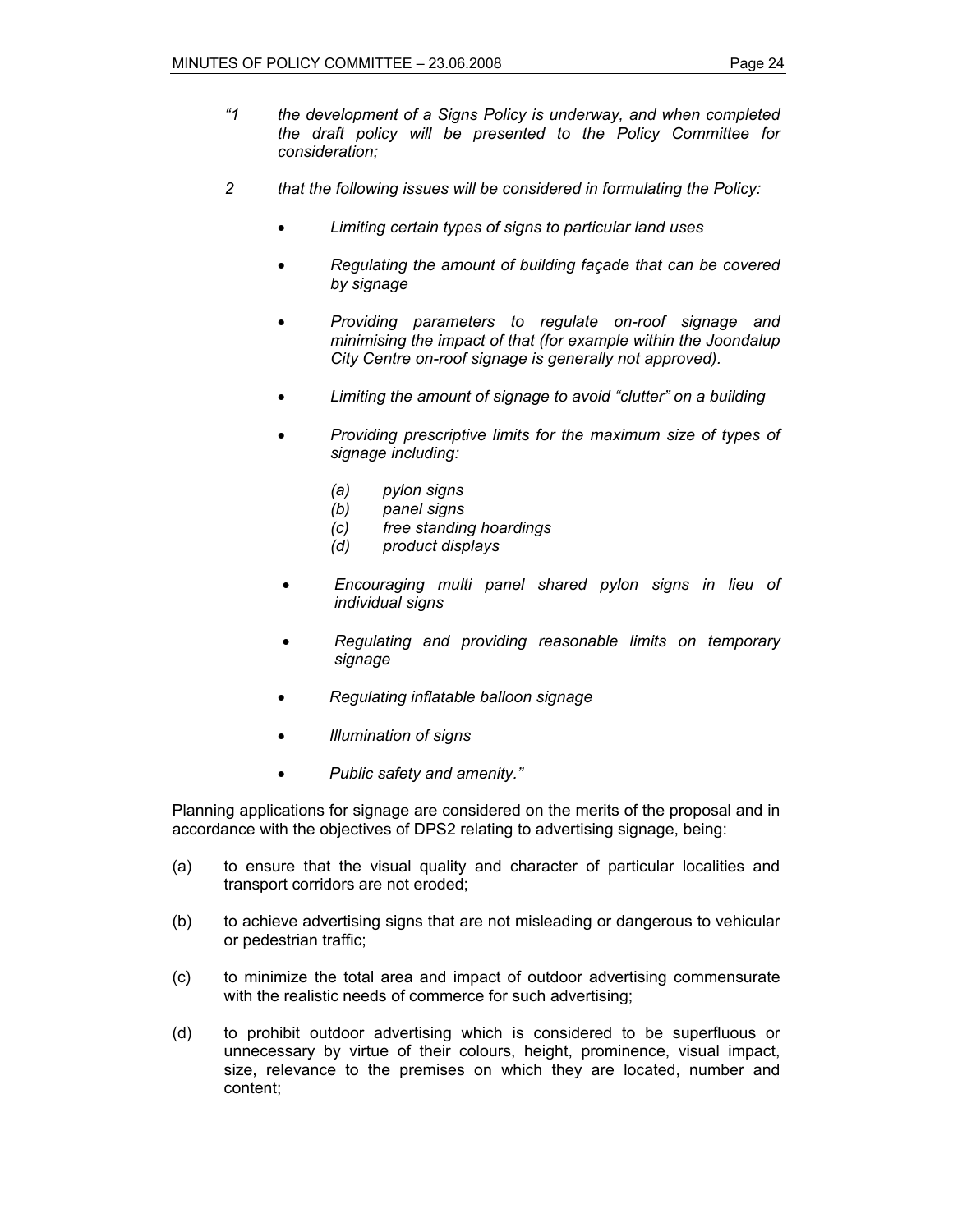*"1 the development of a Signs Policy is underway, and when completed the draft policy will be presented to the Policy Committee for consideration;*

*2 that the following issues will be considered in formulating the Policy:*

- *Limiting certain types of signs to particular land uses*
- *Regulating the amount of building façade that can be covered by signage*
- *Providing parameters to regulate on-roof signage and minimising the impact of that (for example within the Joondalup City Centre on-roof signage is generally not approved).*
- *Limiting the amount of signage to avoid "clutter" on a building*
- *Providing prescriptive limits for the maximum size of types of signage including:*
  - *(a) pylon signs*
  - *(b) panel signs*
  - *(c) free standing hoardings*
  - *(d) product displays*
- *Encouraging multi panel shared pylon signs in lieu of individual signs*
- *Regulating and providing reasonable limits on temporary signage*
- *Regulating inflatable balloon signage*
- *Illumination of signs*
- *Public safety and amenity."*

Planning applications for signage are considered on the merits of the proposal and in accordance with the objectives of DPS2 relating to advertising signage, being:

(a) to ensure that the visual quality and character of particular localities and transport corridors are not eroded;

(b) to achieve advertising signs that are not misleading or dangerous to vehicular or pedestrian traffic;

(c) to minimize the total area and impact of outdoor advertising commensurate with the realistic needs of commerce for such advertising;

(d) to prohibit outdoor advertising which is considered to be superfluous or unnecessary by virtue of their colours, height, prominence, visual impact, size, relevance to the premises on which they are located, number and content;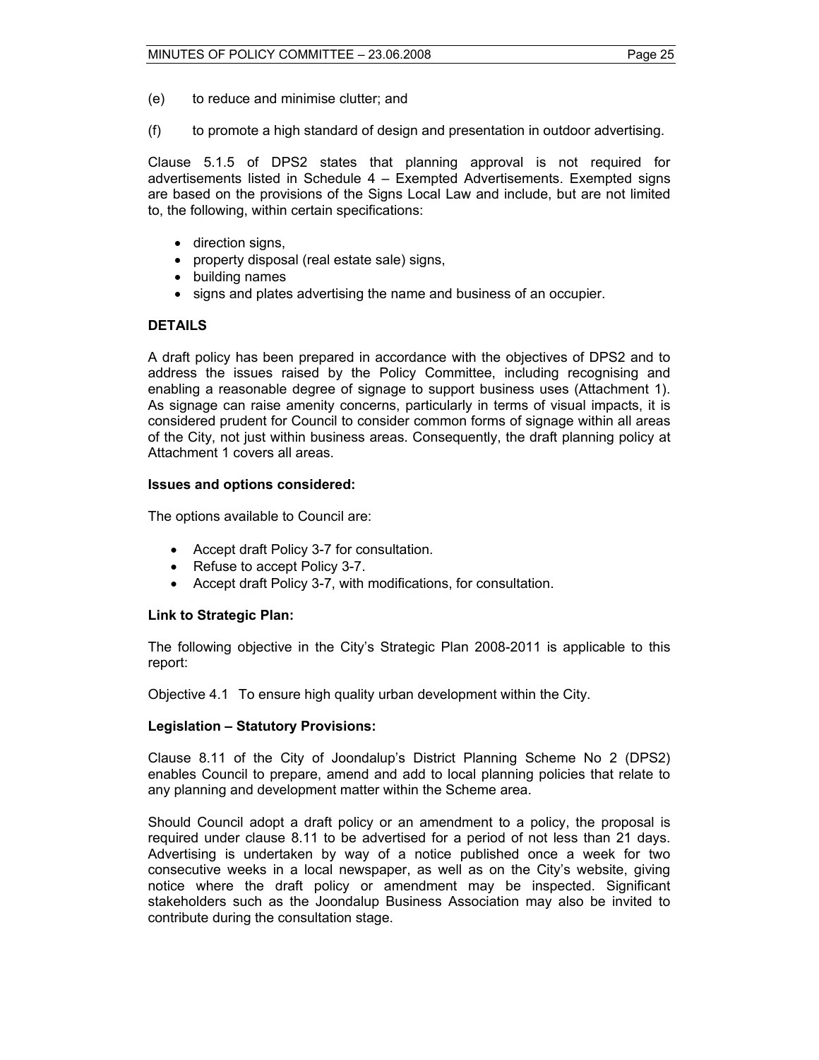(e) to reduce and minimise clutter; and

(f) to promote a high standard of design and presentation in outdoor advertising.

Clause 5.1.5 of DPS2 states that planning approval is not required for advertisements listed in Schedule 4 – Exempted Advertisements. Exempted signs are based on the provisions of the Signs Local Law and include, but are not limited to, the following, within certain specifications:

- direction signs,
- property disposal (real estate sale) signs,
- building names
- signs and plates advertising the name and business of an occupier.

**DETAILS**

A draft policy has been prepared in accordance with the objectives of DPS2 and to address the issues raised by the Policy Committee, including recognising and enabling a reasonable degree of signage to support business uses (Attachment 1). As signage can raise amenity concerns, particularly in terms of visual impacts, it is considered prudent for Council to consider common forms of signage within all areas of the City, not just within business areas. Consequently, the draft planning policy at Attachment 1 covers all areas.

**Issues and options considered:**

The options available to Council are:

- Accept draft Policy 3-7 for consultation.
- Refuse to accept Policy 3-7.
- Accept draft Policy 3-7, with modifications, for consultation.

**Link to Strategic Plan:**

The following objective in the City's Strategic Plan 2008-2011 is applicable to this report:

Objective 4.1 To ensure high quality urban development within the City.

**Legislation – Statutory Provisions:**

Clause 8.11 of the City of Joondalup's District Planning Scheme No 2 (DPS2) enables Council to prepare, amend and add to local planning policies that relate to any planning and development matter within the Scheme area.

Should Council adopt a draft policy or an amendment to a policy, the proposal is required under clause 8.11 to be advertised for a period of not less than 21 days. Advertising is undertaken by way of a notice published once a week for two consecutive weeks in a local newspaper, as well as on the City's website, giving notice where the draft policy or amendment may be inspected. Significant stakeholders such as the Joondalup Business Association may also be invited to contribute during the consultation stage.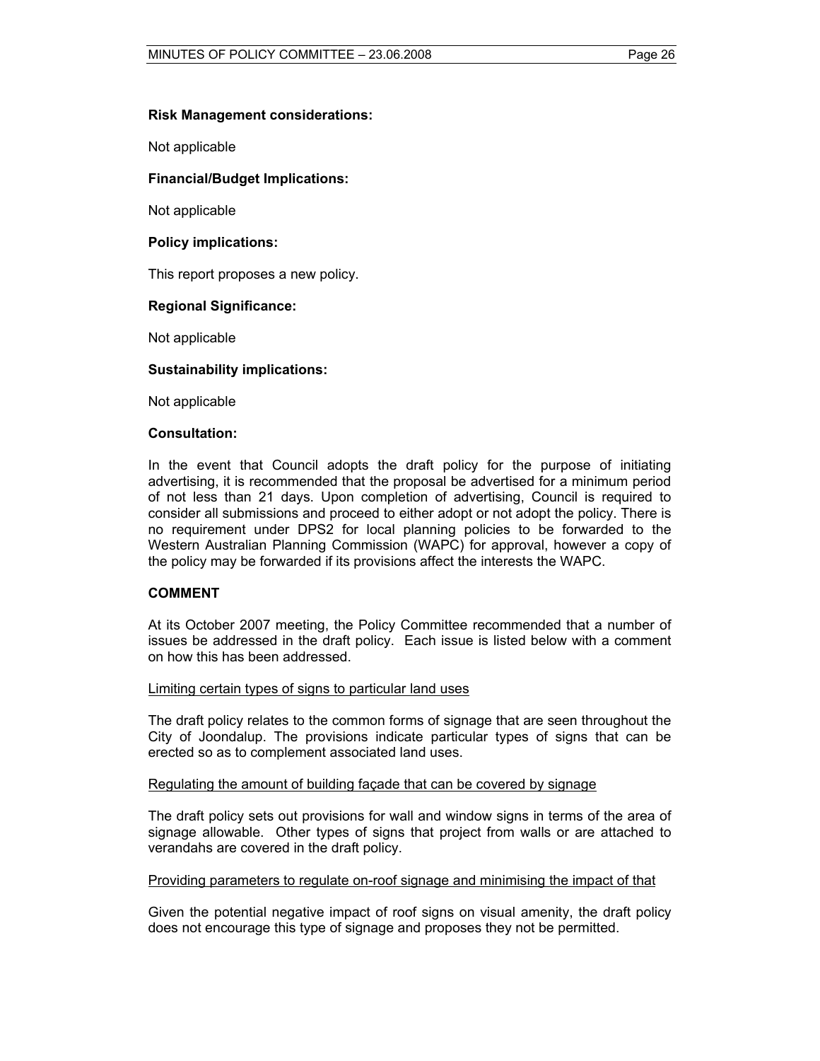**Risk Management considerations:**

Not applicable

**Financial/Budget Implications:**

Not applicable

**Policy implications:**

This report proposes a new policy.

**Regional Significance:**

Not applicable

**Sustainability implications:**

Not applicable

**Consultation:**

In the event that Council adopts the draft policy for the purpose of initiating advertising, it is recommended that the proposal be advertised for a minimum period of not less than 21 days. Upon completion of advertising, Council is required to consider all submissions and proceed to either adopt or not adopt the policy. There is no requirement under DPS2 for local planning policies to be forwarded to the Western Australian Planning Commission (WAPC) for approval, however a copy of the policy may be forwarded if its provisions affect the interests the WAPC.

**COMMENT**

At its October 2007 meeting, the Policy Committee recommended that a number of issues be addressed in the draft policy. Each issue is listed below with a comment on how this has been addressed.

<u>Limiting certain types of signs to particular land uses</u>

The draft policy relates to the common forms of signage that are seen throughout the City of Joondalup. The provisions indicate particular types of signs that can be erected so as to complement associated land uses.

<u>Regulating the amount of building façade that can be covered by signage</u>

The draft policy sets out provisions for wall and window signs in terms of the area of signage allowable. Other types of signs that project from walls or are attached to verandahs are covered in the draft policy.

<u>Providing parameters to regulate on-roof signage and minimising the impact of that</u>

Given the potential negative impact of roof signs on visual amenity, the draft policy does not encourage this type of signage and proposes they not be permitted.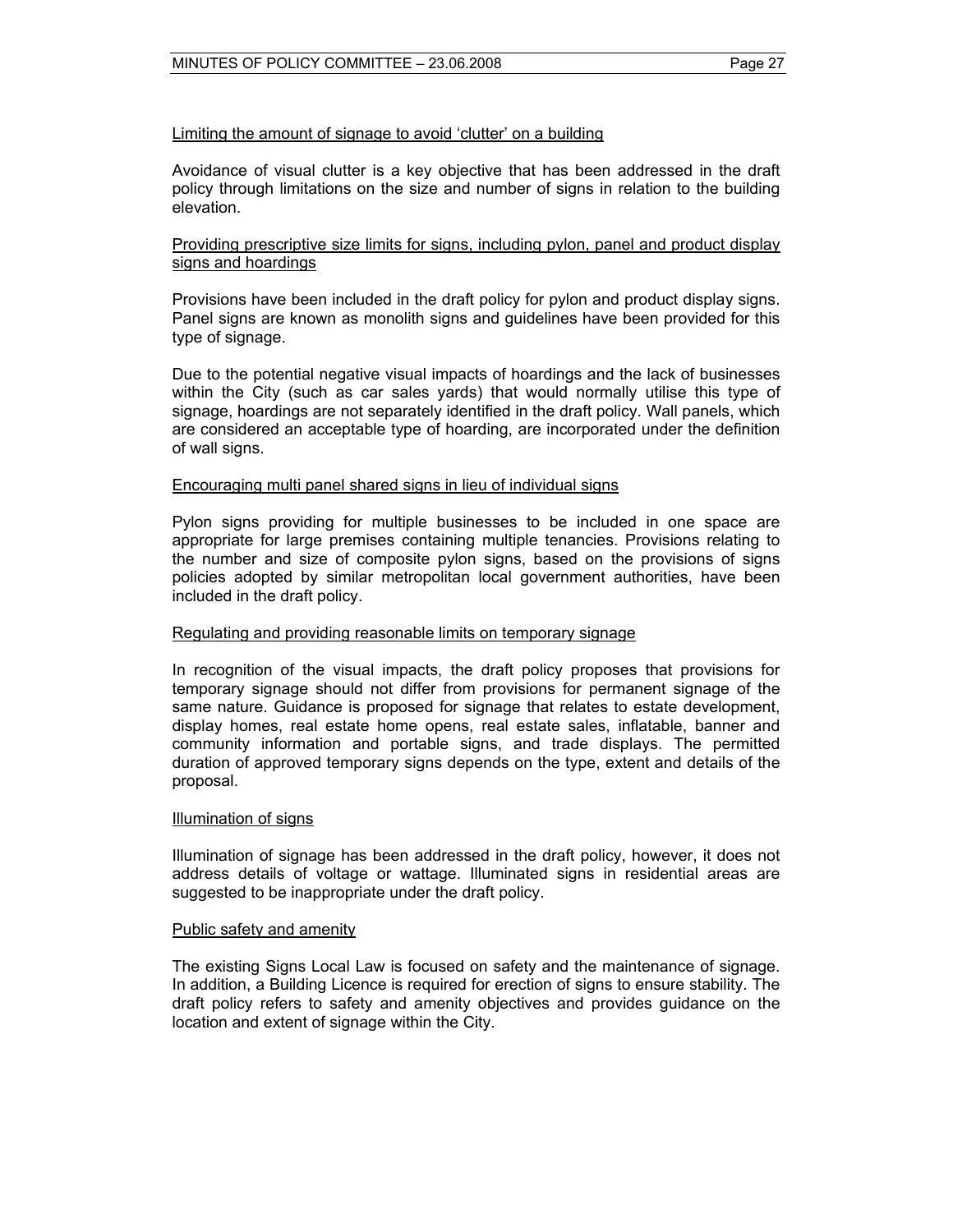<u>Limiting the amount of signage to avoid 'clutter' on a building</u>

Avoidance of visual clutter is a key objective that has been addressed in the draft policy through limitations on the size and number of signs in relation to the building elevation.

<u>Providing prescriptive size limits for signs, including pylon, panel and product display signs and hoardings</u>

Provisions have been included in the draft policy for pylon and product display signs. Panel signs are known as monolith signs and guidelines have been provided for this type of signage.

Due to the potential negative visual impacts of hoardings and the lack of businesses within the City (such as car sales yards) that would normally utilise this type of signage, hoardings are not separately identified in the draft policy. Wall panels, which are considered an acceptable type of hoarding, are incorporated under the definition of wall signs.

<u>Encouraging multi panel shared signs in lieu of individual signs</u>

Pylon signs providing for multiple businesses to be included in one space are appropriate for large premises containing multiple tenancies. Provisions relating to the number and size of composite pylon signs, based on the provisions of signs policies adopted by similar metropolitan local government authorities, have been included in the draft policy.

<u>Regulating and providing reasonable limits on temporary signage</u>

In recognition of the visual impacts, the draft policy proposes that provisions for temporary signage should not differ from provisions for permanent signage of the same nature. Guidance is proposed for signage that relates to estate development, display homes, real estate home opens, real estate sales, inflatable, banner and community information and portable signs, and trade displays. The permitted duration of approved temporary signs depends on the type, extent and details of the proposal.

<u>Illumination of signs</u>

Illumination of signage has been addressed in the draft policy, however, it does not address details of voltage or wattage. Illuminated signs in residential areas are suggested to be inappropriate under the draft policy.

<u>Public safety and amenity</u>

The existing Signs Local Law is focused on safety and the maintenance of signage. In addition, a Building Licence is required for erection of signs to ensure stability. The draft policy refers to safety and amenity objectives and provides guidance on the location and extent of signage within the City.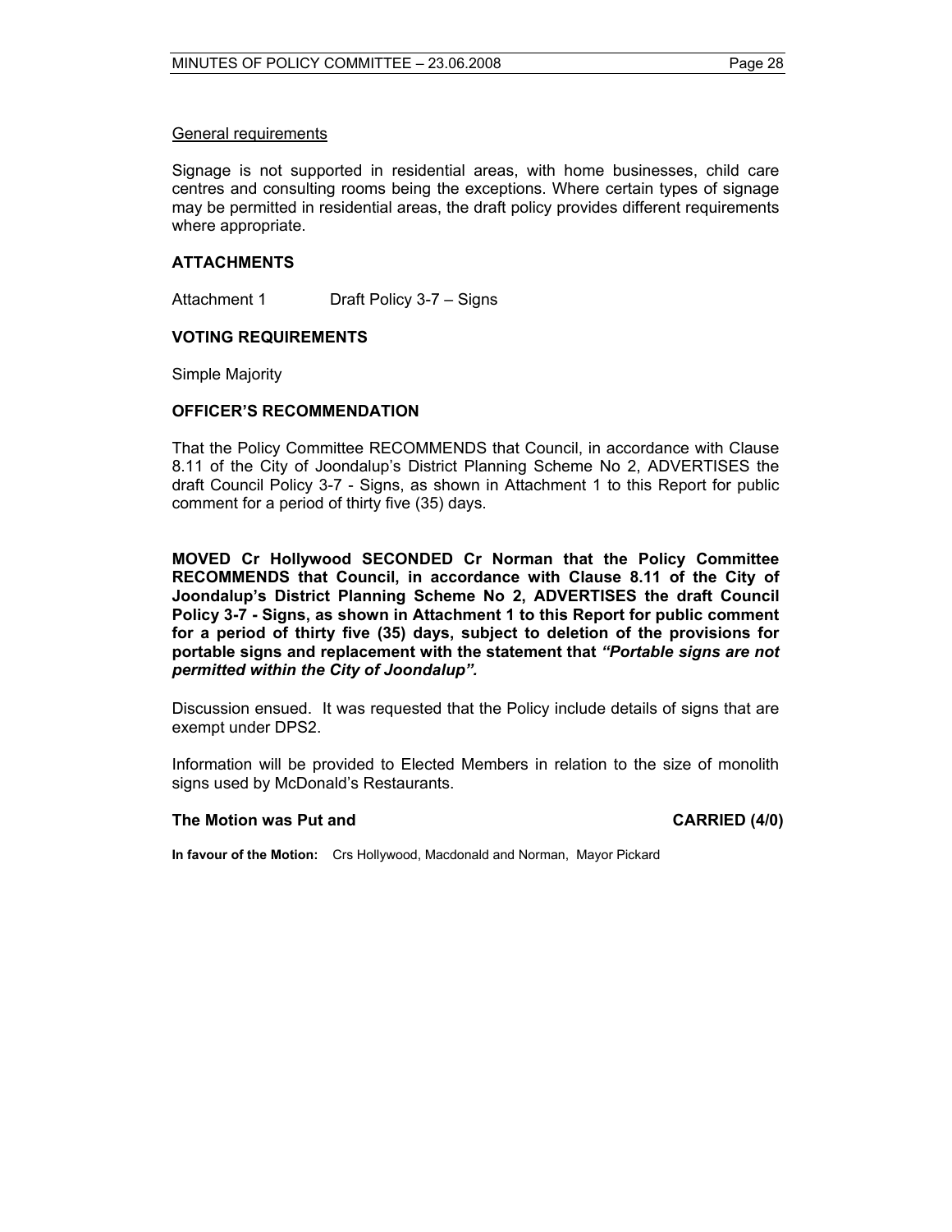General requirements

Signage is not supported in residential areas, with home businesses, child care centres and consulting rooms being the exceptions. Where certain types of signage may be permitted in residential areas, the draft policy provides different requirements where appropriate.

## ATTACHMENTS

Attachment 1 Draft Policy 3-7 – Signs

## VOTING REQUIREMENTS

Simple Majority

## OFFICER'S RECOMMENDATION

That the Policy Committee RECOMMENDS that Council, in accordance with Clause 8.11 of the City of Joondalup's District Planning Scheme No 2, ADVERTISES the draft Council Policy 3-7 - Signs, as shown in Attachment 1 to this Report for public comment for a period of thirty five (35) days.

**MOVED Cr Hollywood SECONDED Cr Norman that the Policy Committee RECOMMENDS that Council, in accordance with Clause 8.11 of the City of Joondalup's District Planning Scheme No 2, ADVERTISES the draft Council Policy 3-7 - Signs, as shown in Attachment 1 to this Report for public comment for a period of thirty five (35) days, subject to deletion of the provisions for portable signs and replacement with the statement that *"Portable signs are not permitted within the City of Joondalup".***

Discussion ensued. It was requested that the Policy include details of signs that are exempt under DPS2.

Information will be provided to Elected Members in relation to the size of monolith signs used by McDonald's Restaurants.

**The Motion was Put and CARRIED (4/0)**

**In favour of the Motion:** Crs Hollywood, Macdonald and Norman, Mayor Pickard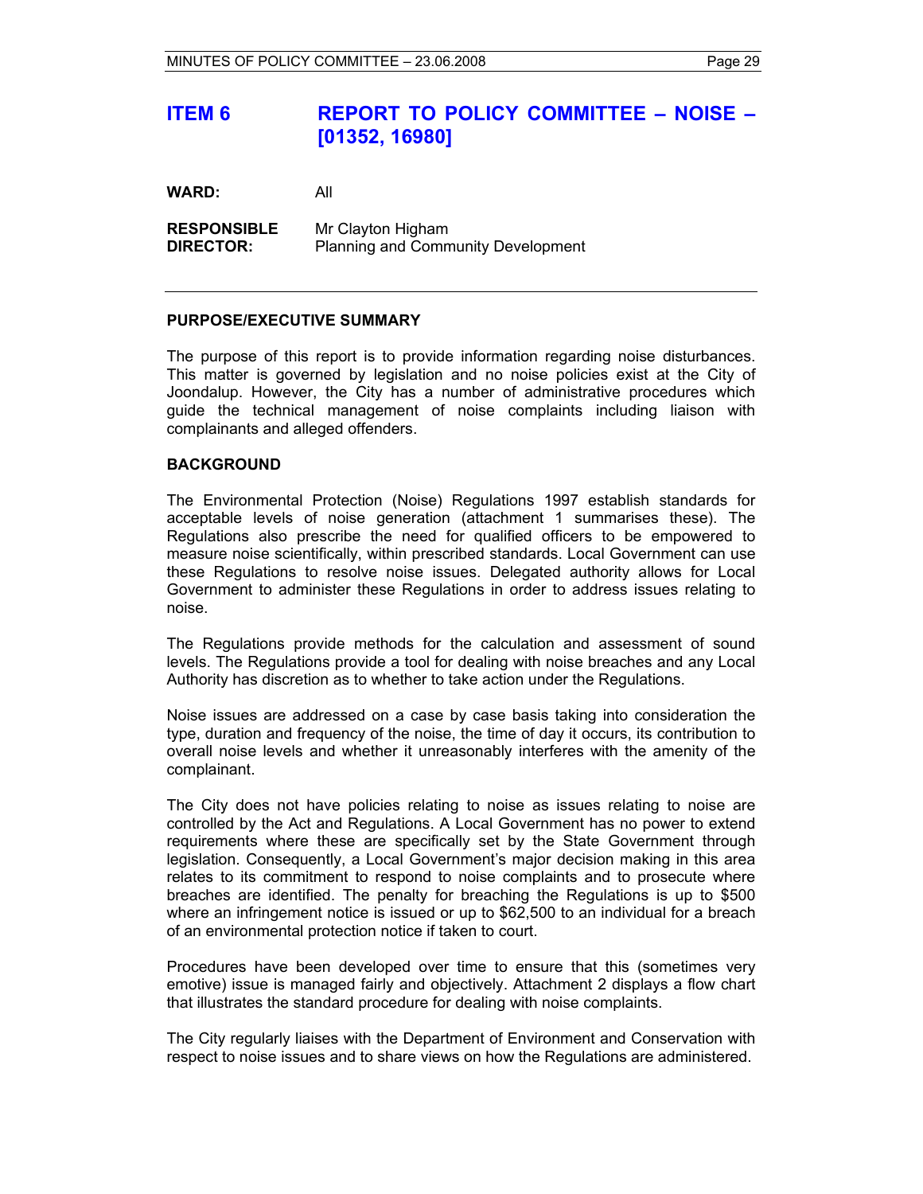# ITEM 6 REPORT TO POLICY COMMITTEE – NOISE – [01352, 16980]

**WARD:** All

**RESPONSIBLE DIRECTOR:** Mr Clayton Higham
Planning and Community Development

## PURPOSE/EXECUTIVE SUMMARY

The purpose of this report is to provide information regarding noise disturbances. This matter is governed by legislation and no noise policies exist at the City of Joondalup. However, the City has a number of administrative procedures which guide the technical management of noise complaints including liaison with complainants and alleged offenders.

## BACKGROUND

The Environmental Protection (Noise) Regulations 1997 establish standards for acceptable levels of noise generation (attachment 1 summarises these). The Regulations also prescribe the need for qualified officers to be empowered to measure noise scientifically, within prescribed standards. Local Government can use these Regulations to resolve noise issues. Delegated authority allows for Local Government to administer these Regulations in order to address issues relating to noise.

The Regulations provide methods for the calculation and assessment of sound levels. The Regulations provide a tool for dealing with noise breaches and any Local Authority has discretion as to whether to take action under the Regulations.

Noise issues are addressed on a case by case basis taking into consideration the type, duration and frequency of the noise, the time of day it occurs, its contribution to overall noise levels and whether it unreasonably interferes with the amenity of the complainant.

The City does not have policies relating to noise as issues relating to noise are controlled by the Act and Regulations. A Local Government has no power to extend requirements where these are specifically set by the State Government through legislation. Consequently, a Local Government's major decision making in this area relates to its commitment to respond to noise complaints and to prosecute where breaches are identified. The penalty for breaching the Regulations is up to $500 where an infringement notice is issued or up to $62,500 to an individual for a breach of an environmental protection notice if taken to court.

Procedures have been developed over time to ensure that this (sometimes very emotive) issue is managed fairly and objectively. Attachment 2 displays a flow chart that illustrates the standard procedure for dealing with noise complaints.

The City regularly liaises with the Department of Environment and Conservation with respect to noise issues and to share views on how the Regulations are administered.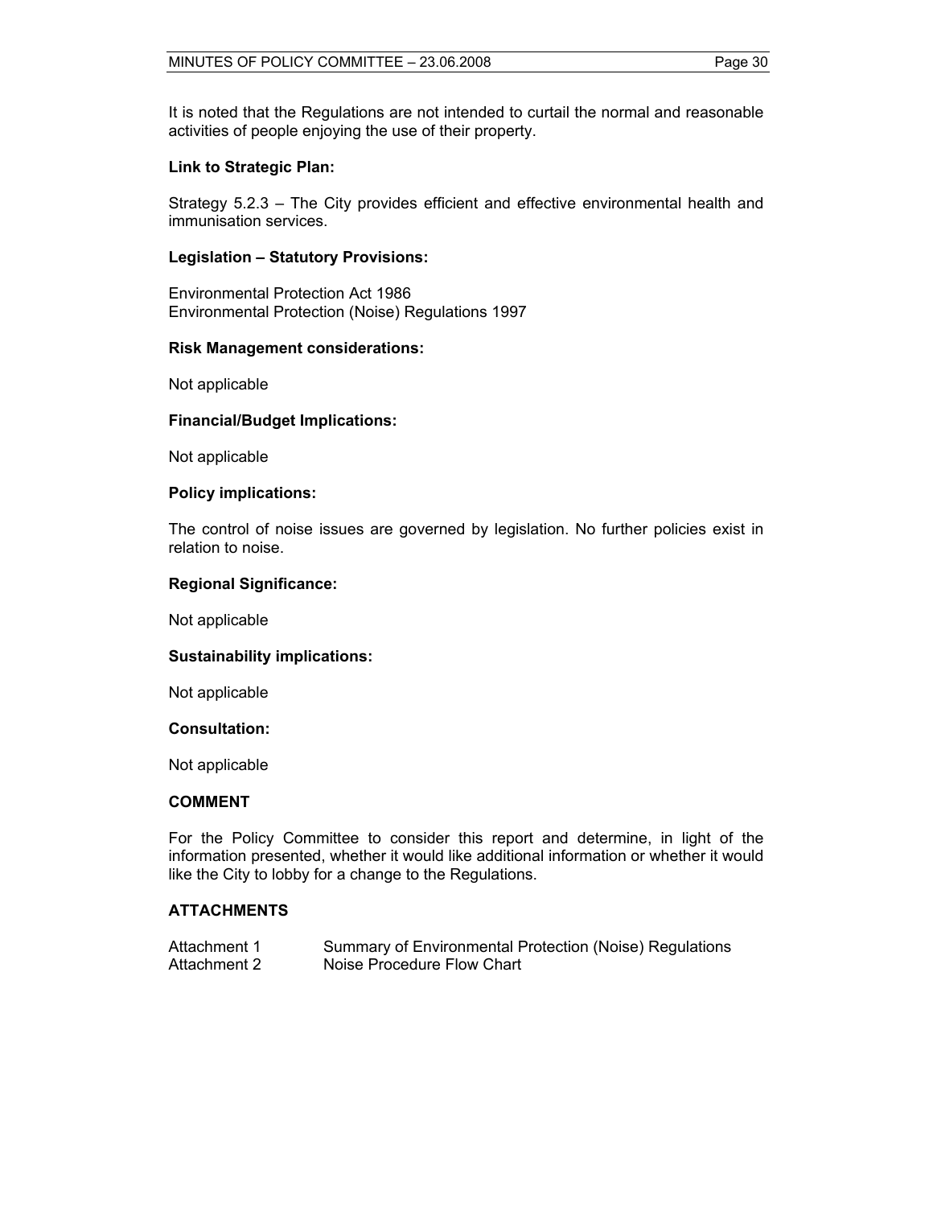It is noted that the Regulations are not intended to curtail the normal and reasonable activities of people enjoying the use of their property.

**Link to Strategic Plan:**

Strategy 5.2.3 – The City provides efficient and effective environmental health and immunisation services.

**Legislation – Statutory Provisions:**

Environmental Protection Act 1986
Environmental Protection (Noise) Regulations 1997

**Risk Management considerations:**

Not applicable

**Financial/Budget Implications:**

Not applicable

**Policy implications:**

The control of noise issues are governed by legislation. No further policies exist in relation to noise.

**Regional Significance:**

Not applicable

**Sustainability implications:**

Not applicable

**Consultation:**

Not applicable

**COMMENT**

For the Policy Committee to consider this report and determine, in light of the information presented, whether it would like additional information or whether it would like the City to lobby for a change to the Regulations.

**ATTACHMENTS**

| | |
|---|---|
| Attachment 1 | Summary of Environmental Protection (Noise) Regulations |
| Attachment 2 | Noise Procedure Flow Chart |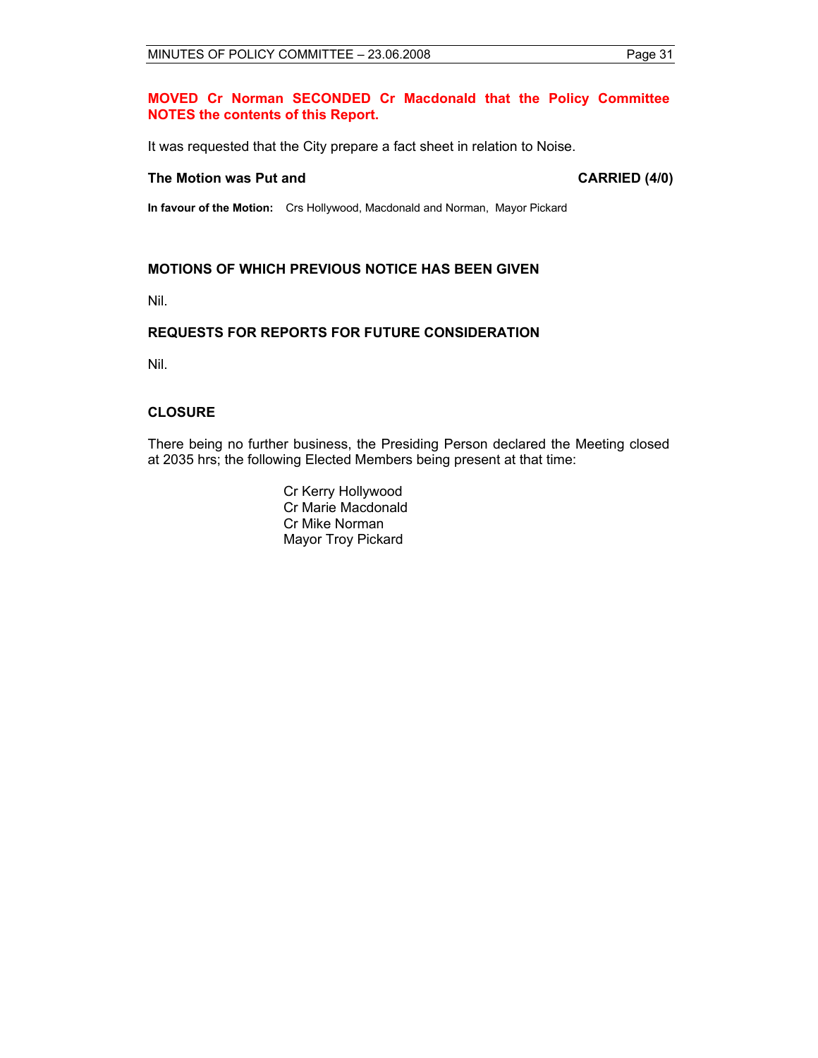**MOVED Cr Norman SECONDED Cr Macdonald that the Policy Committee NOTES the contents of this Report.**

It was requested that the City prepare a fact sheet in relation to Noise.

**The Motion was Put and CARRIED (4/0)**

**In favour of the Motion:** Crs Hollywood, Macdonald and Norman, Mayor Pickard

## MOTIONS OF WHICH PREVIOUS NOTICE HAS BEEN GIVEN

Nil.

## REQUESTS FOR REPORTS FOR FUTURE CONSIDERATION

Nil.

## CLOSURE

There being no further business, the Presiding Person declared the Meeting closed at 2035 hrs; the following Elected Members being present at that time:

Cr Kerry Hollywood
Cr Marie Macdonald
Cr Mike Norman
Mayor Troy Pickard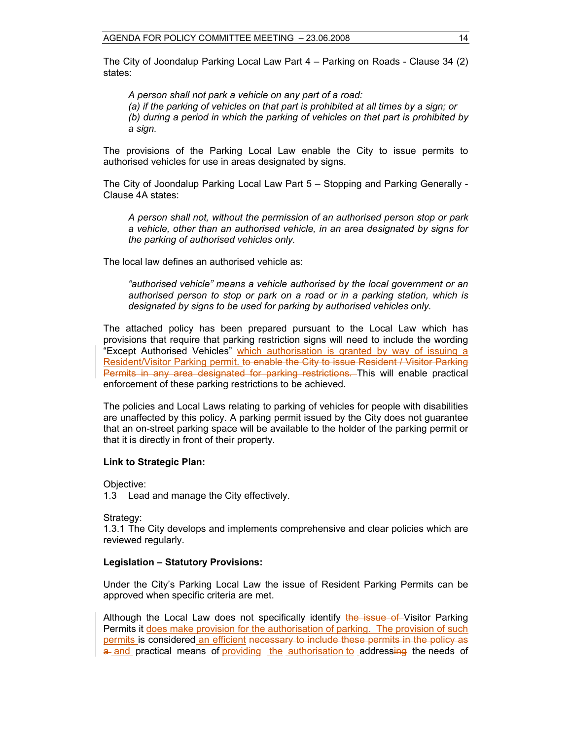The City of Joondalup Parking Local Law Part 4 – Parking on Roads - Clause 34 (2) states:

> *A person shall not park a vehicle on any part of a road:*
> *(a) if the parking of vehicles on that part is prohibited at all times by a sign; or*
> *(b) during a period in which the parking of vehicles on that part is prohibited by a sign.*

The provisions of the Parking Local Law enable the City to issue permits to authorised vehicles for use in areas designated by signs.

The City of Joondalup Parking Local Law Part 5 – Stopping and Parking Generally - Clause 4A states:

> *A person shall not, without the permission of an authorised person stop or park a vehicle, other than an authorised vehicle, in an area designated by signs for the parking of authorised vehicles only.*

The local law defines an authorised vehicle as:

> *"authorised vehicle" means a vehicle authorised by the local government or an authorised person to stop or park on a road or in a parking station, which is designated by signs to be used for parking by authorised vehicles only.*

The attached policy has been prepared pursuant to the Local Law which has provisions that require that parking restriction signs will need to include the wording "Except Authorised Vehicles" which authorisation is granted by way of issuing a Resident/Visitor Parking permit. ~~to enable the City to issue Resident / Visitor Parking Permits in any area designated for parking restrictions.~~ This will enable practical enforcement of these parking restrictions to be achieved.

The policies and Local Laws relating to parking of vehicles for people with disabilities are unaffected by this policy. A parking permit issued by the City does not guarantee that an on-street parking space will be available to the holder of the parking permit or that it is directly in front of their property.

**Link to Strategic Plan:**

Objective:
1.3 Lead and manage the City effectively.

Strategy:
1.3.1 The City develops and implements comprehensive and clear policies which are reviewed regularly.

**Legislation – Statutory Provisions:**

Under the City's Parking Local Law the issue of Resident Parking Permits can be approved when specific criteria are met.

Although the Local Law does not specifically identify ~~the issue of~~ Visitor Parking Permits it does make provision for the authorisation of parking. The provision of such permits is considered an efficient ~~necessary to include these permits in the policy as a~~ and practical means of providing the authorisation to address~~ing~~ the needs of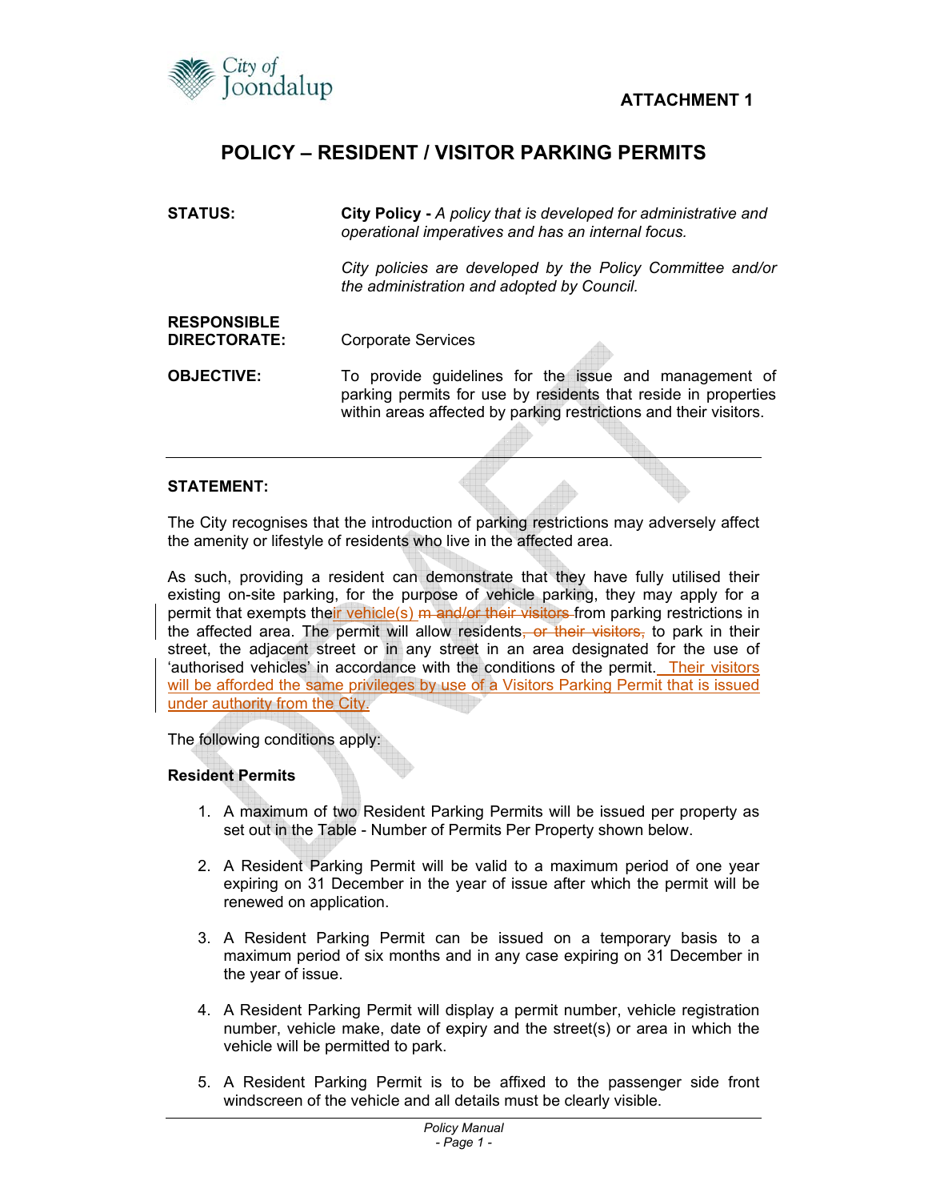ATTACHMENT 1

# POLICY – RESIDENT / VISITOR PARKING PERMITS

**STATUS:** **City Policy -** *A policy that is developed for administrative and operational imperatives and has an internal focus.*

*City policies are developed by the Policy Committee and/or the administration and adopted by Council.*

**RESPONSIBLE DIRECTORATE:** Corporate Services

**OBJECTIVE:** To provide guidelines for the issue and management of parking permits for use by residents that reside in properties within areas affected by parking restrictions and their visitors.

---

**STATEMENT:**

The City recognises that the introduction of parking restrictions may adversely affect the amenity or lifestyle of residents who live in the affected area.

As such, providing a resident can demonstrate that they have fully utilised their existing on-site parking, for the purpose of vehicle parking, they may apply for a permit that exempts their vehicle(s) ~~m and/or their visitors~~ from parking restrictions in the affected area. The permit will allow residents~~, or their visitors,~~ to park in their street, the adjacent street or in any street in an area designated for the use of 'authorised vehicles' in accordance with the conditions of the permit. Their visitors will be afforded the same privileges by use of a Visitors Parking Permit that is issued under authority from the City.

The following conditions apply:

**Resident Permits**

1. A maximum of two Resident Parking Permits will be issued per property as set out in the Table - Number of Permits Per Property shown below.

2. A Resident Parking Permit will be valid to a maximum period of one year expiring on 31 December in the year of issue after which the permit will be renewed on application.

3. A Resident Parking Permit can be issued on a temporary basis to a maximum period of six months and in any case expiring on 31 December in the year of issue.

4. A Resident Parking Permit will display a permit number, vehicle registration number, vehicle make, date of expiry and the street(s) or area in which the vehicle will be permitted to park.

5. A Resident Parking Permit is to be affixed to the passenger side front windscreen of the vehicle and all details must be clearly visible.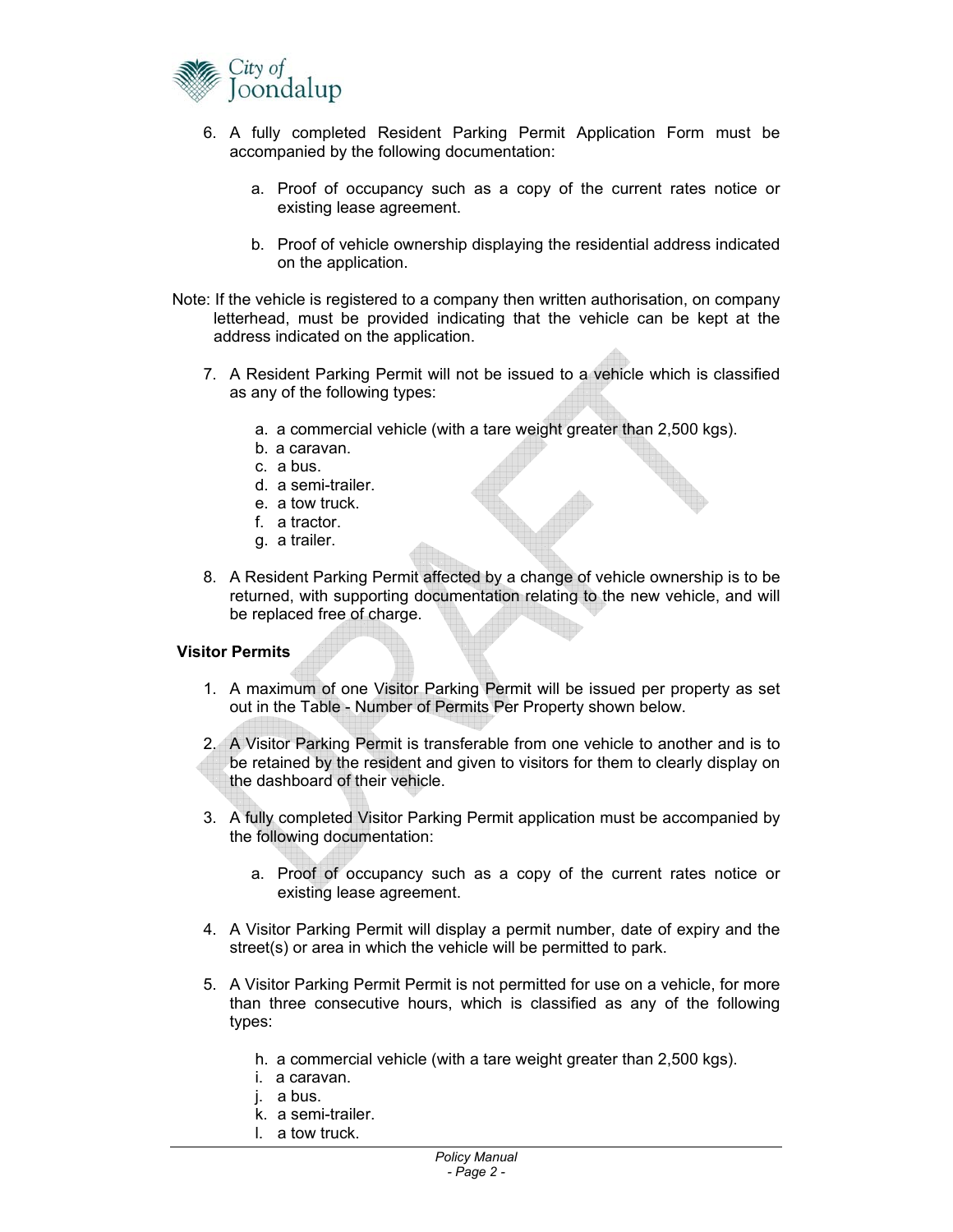6. A fully completed Resident Parking Permit Application Form must be accompanied by the following documentation:

    a. Proof of occupancy such as a copy of the current rates notice or existing lease agreement.

    b. Proof of vehicle ownership displaying the residential address indicated on the application.

Note: If the vehicle is registered to a company then written authorisation, on company letterhead, must be provided indicating that the vehicle can be kept at the address indicated on the application.

7. A Resident Parking Permit will not be issued to a vehicle which is classified as any of the following types:

    a. a commercial vehicle (with a tare weight greater than 2,500 kgs).
    b. a caravan.
    c. a bus.
    d. a semi-trailer.
    e. a tow truck.
    f. a tractor.
    g. a trailer.

8. A Resident Parking Permit affected by a change of vehicle ownership is to be returned, with supporting documentation relating to the new vehicle, and will be replaced free of charge.

**Visitor Permits**

1. A maximum of one Visitor Parking Permit will be issued per property as set out in the Table - Number of Permits Per Property shown below.

2. A Visitor Parking Permit is transferable from one vehicle to another and is to be retained by the resident and given to visitors for them to clearly display on the dashboard of their vehicle.

3. A fully completed Visitor Parking Permit application must be accompanied by the following documentation:

    a. Proof of occupancy such as a copy of the current rates notice or existing lease agreement.

4. A Visitor Parking Permit will display a permit number, date of expiry and the street(s) or area in which the vehicle will be permitted to park.

5. A Visitor Parking Permit Permit is not permitted for use on a vehicle, for more than three consecutive hours, which is classified as any of the following types:

    h. a commercial vehicle (with a tare weight greater than 2,500 kgs).
    i. a caravan.
    j. a bus.
    k. a semi-trailer.
    l. a tow truck.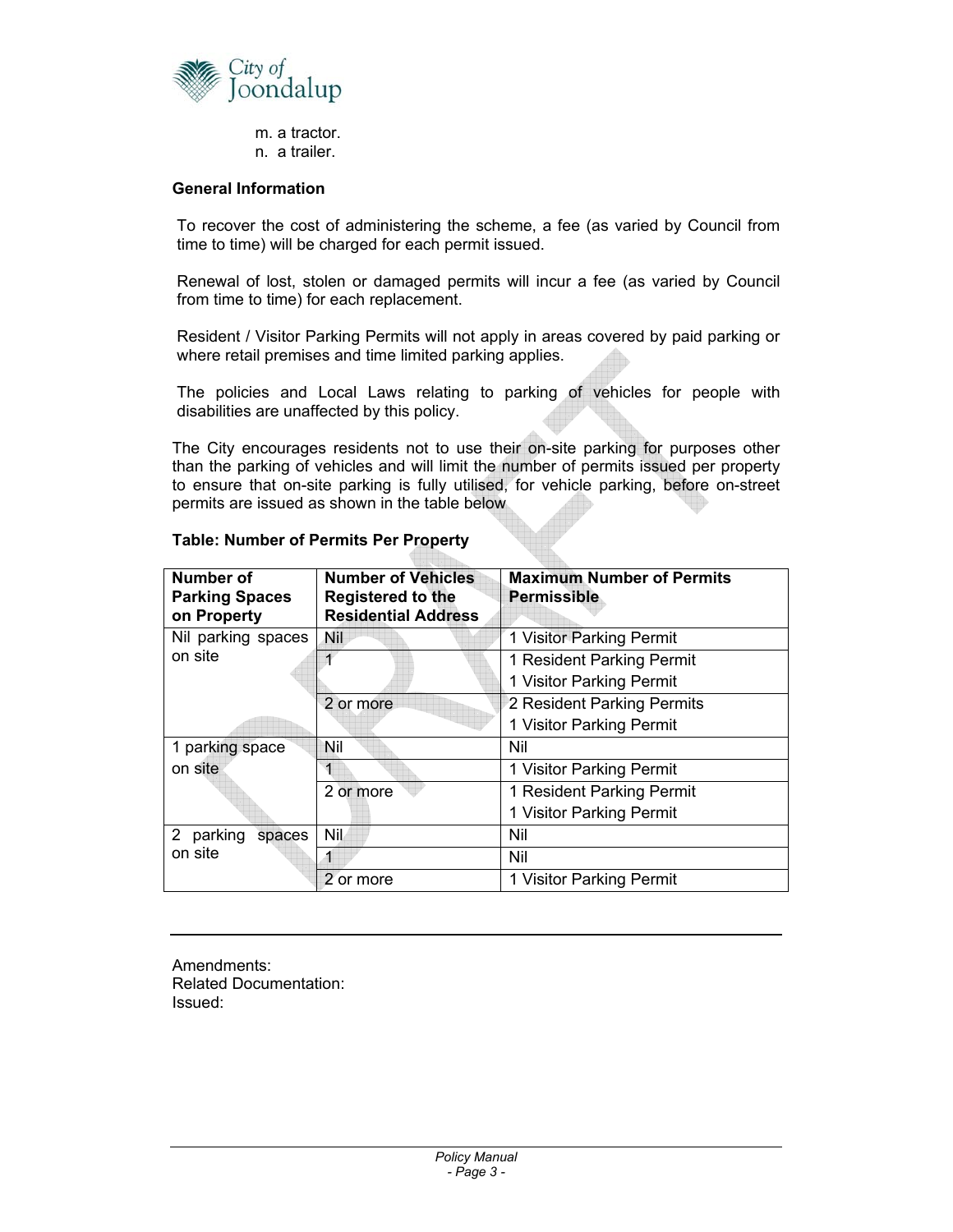m. a tractor.
n. a trailer.

**General Information**

To recover the cost of administering the scheme, a fee (as varied by Council from time to time) will be charged for each permit issued.

Renewal of lost, stolen or damaged permits will incur a fee (as varied by Council from time to time) for each replacement.

Resident / Visitor Parking Permits will not apply in areas covered by paid parking or where retail premises and time limited parking applies.

The policies and Local Laws relating to parking of vehicles for people with disabilities are unaffected by this policy.

The City encourages residents not to use their on-site parking for purposes other than the parking of vehicles and will limit the number of permits issued per property to ensure that on-site parking is fully utilised, for vehicle parking, before on-street permits are issued as shown in the table below

**Table: Number of Permits Per Property**

| Number of Parking Spaces on Property | Number of Vehicles Registered to the Residential Address | Maximum Number of Permits Permissible |
|---|---|---|
| Nil parking spaces on site | Nil | 1 Visitor Parking Permit |
| | 1 | 1 Resident Parking Permit<br>1 Visitor Parking Permit |
| | 2 or more | 2 Resident Parking Permits<br>1 Visitor Parking Permit |
| 1 parking space on site | Nil | Nil |
| | 1 | 1 Visitor Parking Permit |
| | 2 or more | 1 Resident Parking Permit<br>1 Visitor Parking Permit |
| 2 parking spaces on site | Nil | Nil |
| | 1 | Nil |
| | 2 or more | 1 Visitor Parking Permit |

---

Amendments:
Related Documentation:
Issued: